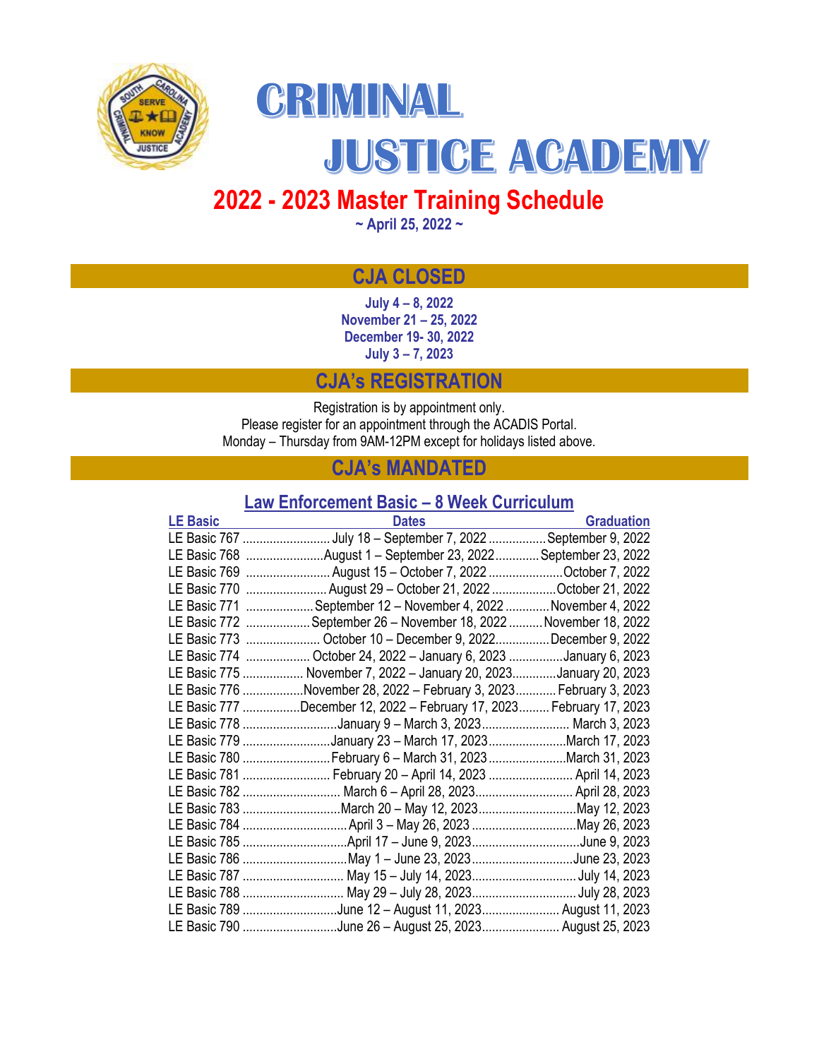# CRIMINAL JUSTICE ACADEMY

## 2022 - 2023 Master Training Schedule

**~ April 25, 2022 ~**

## CJA CLOSED

**July 4 – 8, 2022**
**November 21 – 25, 2022**
**December 19- 30, 2022**
**July 3 – 7, 2023**

## CJA's REGISTRATION

Registration is by appointment only.
Please register for an appointment through the ACADIS Portal.
Monday – Thursday from 9AM-12PM except for holidays listed above.

## CJA's MANDATED

### Law Enforcement Basic – 8 Week Curriculum

| LE Basic | Dates | Graduation |
|---|---|---|
| LE Basic 767 | July 18 – September 7, 2022 | September 9, 2022 |
| LE Basic 768 | August 1 – September 23, 2022 | September 23, 2022 |
| LE Basic 769 | August 15 – October 7, 2022 | October 7, 2022 |
| LE Basic 770 | August 29 – October 21, 2022 | October 21, 2022 |
| LE Basic 771 | September 12 – November 4, 2022 | November 4, 2022 |
| LE Basic 772 | September 26 – November 18, 2022 | November 18, 2022 |
| LE Basic 773 | October 10 – December 9, 2022 | December 9, 2022 |
| LE Basic 774 | October 24, 2022 – January 6, 2023 | January 6, 2023 |
| LE Basic 775 | November 7, 2022 – January 20, 2023 | January 20, 2023 |
| LE Basic 776 | November 28, 2022 – February 3, 2023 | February 3, 2023 |
| LE Basic 777 | December 12, 2022 – February 17, 2023 | February 17, 2023 |
| LE Basic 778 | January 9 – March 3, 2023 | March 3, 2023 |
| LE Basic 779 | January 23 – March 17, 2023 | March 17, 2023 |
| LE Basic 780 | February 6 – March 31, 2023 | March 31, 2023 |
| LE Basic 781 | February 20 – April 14, 2023 | April 14, 2023 |
| LE Basic 782 | March 6 – April 28, 2023 | April 28, 2023 |
| LE Basic 783 | March 20 – May 12, 2023 | May 12, 2023 |
| LE Basic 784 | April 3 – May 26, 2023 | May 26, 2023 |
| LE Basic 785 | April 17 – June 9, 2023 | June 9, 2023 |
| LE Basic 786 | May 1 – June 23, 2023 | June 23, 2023 |
| LE Basic 787 | May 15 – July 14, 2023 | July 14, 2023 |
| LE Basic 788 | May 29 – July 28, 2023 | July 28, 2023 |
| LE Basic 789 | June 12 – August 11, 2023 | August 11, 2023 |
| LE Basic 790 | June 26 – August 25, 2023 | August 25, 2023 |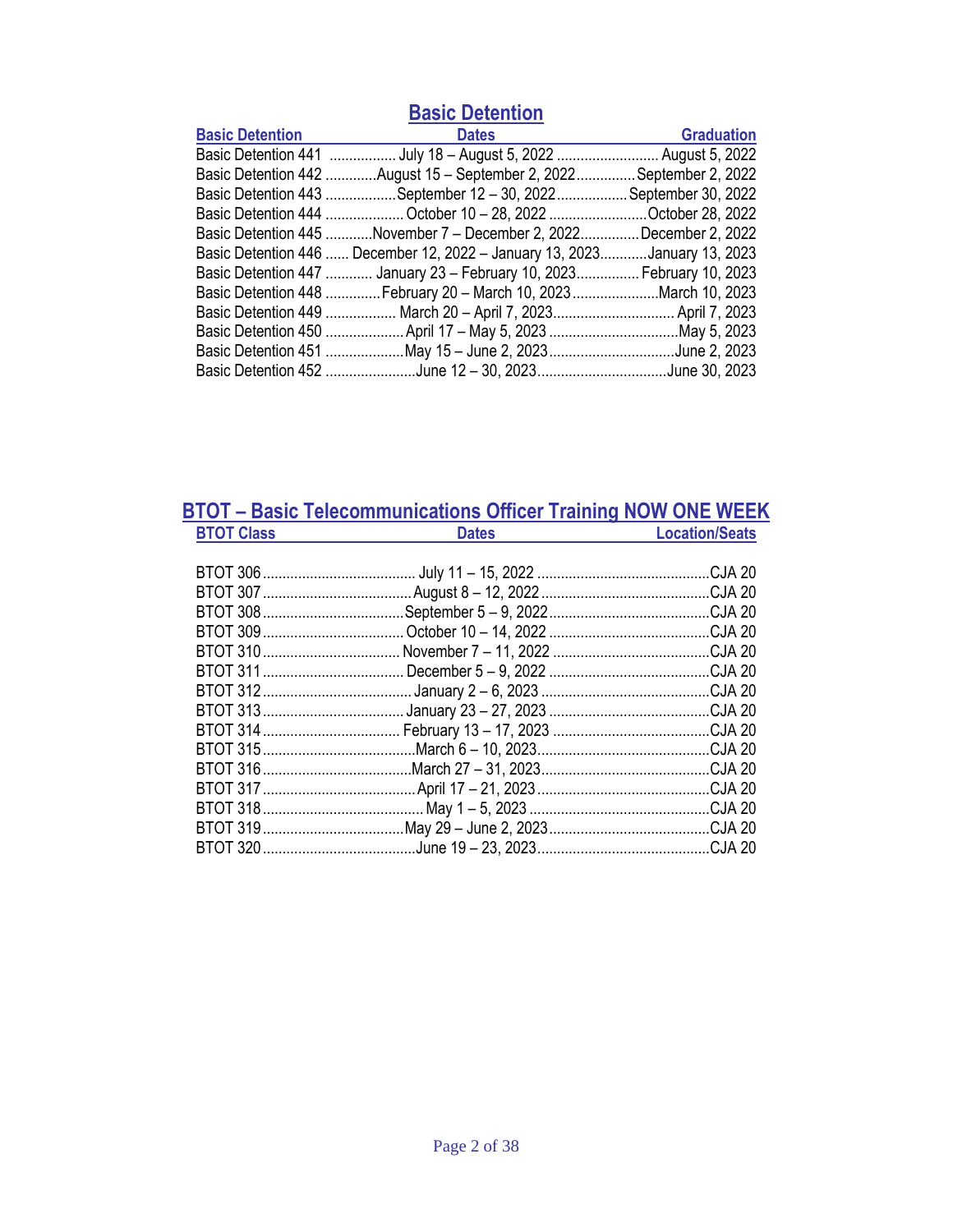## Basic Detention

| Basic Detention | Dates | Graduation |
|---|---|---|
| Basic Detention 441 | July 18 – August 5, 2022 | August 5, 2022 |
| Basic Detention 442 | August 15 – September 2, 2022 | September 2, 2022 |
| Basic Detention 443 | September 12 – 30, 2022 | September 30, 2022 |
| Basic Detention 444 | October 10 – 28, 2022 | October 28, 2022 |
| Basic Detention 445 | November 7 – December 2, 2022 | December 2, 2022 |
| Basic Detention 446 | December 12, 2022 – January 13, 2023 | January 13, 2023 |
| Basic Detention 447 | January 23 – February 10, 2023 | February 10, 2023 |
| Basic Detention 448 | February 20 – March 10, 2023 | March 10, 2023 |
| Basic Detention 449 | March 20 – April 7, 2023 | April 7, 2023 |
| Basic Detention 450 | April 17 – May 5, 2023 | May 5, 2023 |
| Basic Detention 451 | May 15 – June 2, 2023 | June 2, 2023 |
| Basic Detention 452 | June 12 – 30, 2023 | June 30, 2023 |

## BTOT – Basic Telecommunications Officer Training NOW ONE WEEK

| BTOT Class | Dates | Location/Seats |
|---|---|---|
| BTOT 306 | July 11 – 15, 2022 | CJA 20 |
| BTOT 307 | August 8 – 12, 2022 | CJA 20 |
| BTOT 308 | September 5 – 9, 2022 | CJA 20 |
| BTOT 309 | October 10 – 14, 2022 | CJA 20 |
| BTOT 310 | November 7 – 11, 2022 | CJA 20 |
| BTOT 311 | December 5 – 9, 2022 | CJA 20 |
| BTOT 312 | January 2 – 6, 2023 | CJA 20 |
| BTOT 313 | January 23 – 27, 2023 | CJA 20 |
| BTOT 314 | February 13 – 17, 2023 | CJA 20 |
| BTOT 315 | March 6 – 10, 2023 | CJA 20 |
| BTOT 316 | March 27 – 31, 2023 | CJA 20 |
| BTOT 317 | April 17 – 21, 2023 | CJA 20 |
| BTOT 318 | May 1 – 5, 2023 | CJA 20 |
| BTOT 319 | May 29 – June 2, 2023 | CJA 20 |
| BTOT 320 | June 19 – 23, 2023 | CJA 20 |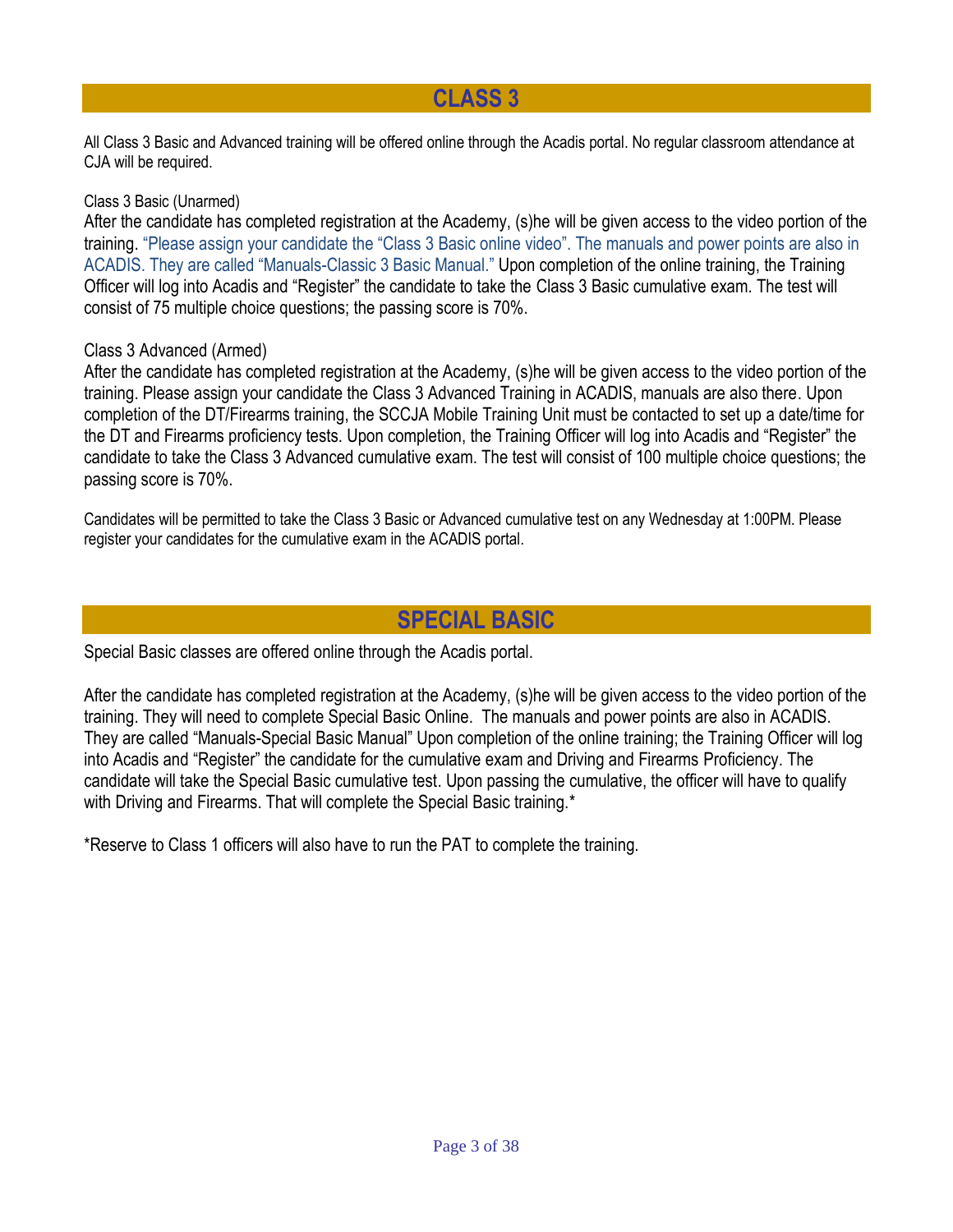## CLASS 3

All Class 3 Basic and Advanced training will be offered online through the Acadis portal. No regular classroom attendance at CJA will be required.

Class 3 Basic (Unarmed)
After the candidate has completed registration at the Academy, (s)he will be given access to the video portion of the training. "Please assign your candidate the "Class 3 Basic online video". The manuals and power points are also in ACADIS. They are called "Manuals-Classic 3 Basic Manual." Upon completion of the online training, the Training Officer will log into Acadis and "Register" the candidate to take the Class 3 Basic cumulative exam. The test will consist of 75 multiple choice questions; the passing score is 70%.

Class 3 Advanced (Armed)
After the candidate has completed registration at the Academy, (s)he will be given access to the video portion of the training. Please assign your candidate the Class 3 Advanced Training in ACADIS, manuals are also there. Upon completion of the DT/Firearms training, the SCCJA Mobile Training Unit must be contacted to set up a date/time for the DT and Firearms proficiency tests. Upon completion, the Training Officer will log into Acadis and "Register" the candidate to take the Class 3 Advanced cumulative exam. The test will consist of 100 multiple choice questions; the passing score is 70%.

Candidates will be permitted to take the Class 3 Basic or Advanced cumulative test on any Wednesday at 1:00PM. Please register your candidates for the cumulative exam in the ACADIS portal.

## SPECIAL BASIC

Special Basic classes are offered online through the Acadis portal.

After the candidate has completed registration at the Academy, (s)he will be given access to the video portion of the training. They will need to complete Special Basic Online. The manuals and power points are also in ACADIS. They are called "Manuals-Special Basic Manual" Upon completion of the online training; the Training Officer will log into Acadis and "Register" the candidate for the cumulative exam and Driving and Firearms Proficiency. The candidate will take the Special Basic cumulative test. Upon passing the cumulative, the officer will have to qualify with Driving and Firearms. That will complete the Special Basic training.*

*Reserve to Class 1 officers will also have to run the PAT to complete the training.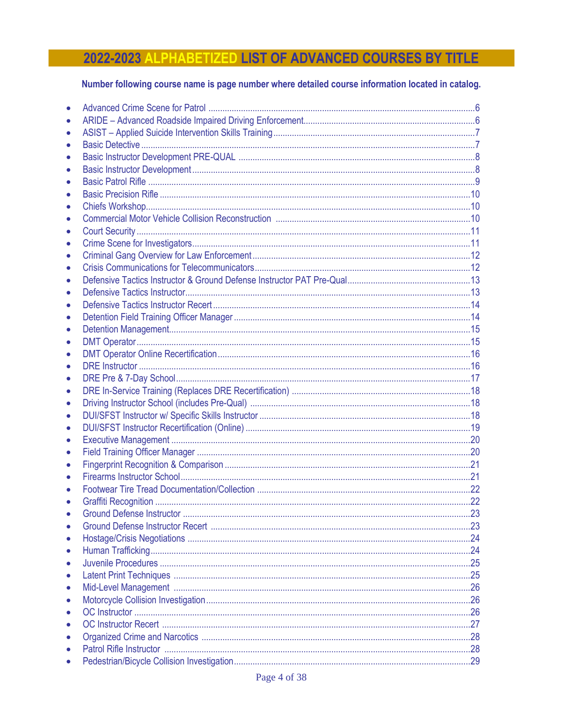# 2022-2023 ALPHABETIZED LIST OF ADVANCED COURSES BY TITLE

**Number following course name is page number where detailed course information located in catalog.**

- Advanced Crime Scene for Patrol ....6
- ARIDE – Advanced Roadside Impaired Driving Enforcement....6
- ASIST – Applied Suicide Intervention Skills Training....7
- Basic Detective ....7
- Basic Instructor Development PRE-QUAL ....8
- Basic Instructor Development....8
- Basic Patrol Rifle ....9
- Basic Precision Rifle ....10
- Chiefs Workshop....10
- Commercial Motor Vehicle Collision Reconstruction ....10
- Court Security ....11
- Crime Scene for Investigators....11
- Criminal Gang Overview for Law Enforcement....12
- Crisis Communications for Telecommunicators....12
- Defensive Tactics Instructor & Ground Defense Instructor PAT Pre-Qual....13
- Defensive Tactics Instructor....13
- Defensive Tactics Instructor Recert....14
- Detention Field Training Officer Manager....14
- Detention Management....15
- DMT Operator....15
- DMT Operator Online Recertification....16
- DRE Instructor ....16
- DRE Pre & 7-Day School....17
- DRE In-Service Training (Replaces DRE Recertification) ....18
- Driving Instructor School (includes Pre-Qual) ....18
- DUI/SFST Instructor w/ Specific Skills Instructor ....18
- DUI/SFST Instructor Recertification (Online) ....19
- Executive Management ....20
- Field Training Officer Manager ....20
- Fingerprint Recognition & Comparison ....21
- Firearms Instructor School....21
- Footwear Tire Tread Documentation/Collection ....22
- Graffiti Recognition ....22
- Ground Defense Instructor ....23
- Ground Defense Instructor Recert ....23
- Hostage/Crisis Negotiations ....24
- Human Trafficking....24
- Juvenile Procedures ....25
- Latent Print Techniques ....25
- Mid-Level Management ....26
- Motorcycle Collision Investigation....26
- OC Instructor ....26
- OC Instructor Recert ....27
- Organized Crime and Narcotics ....28
- Patrol Rifle Instructor ....28
- Pedestrian/Bicycle Collision Investigation....29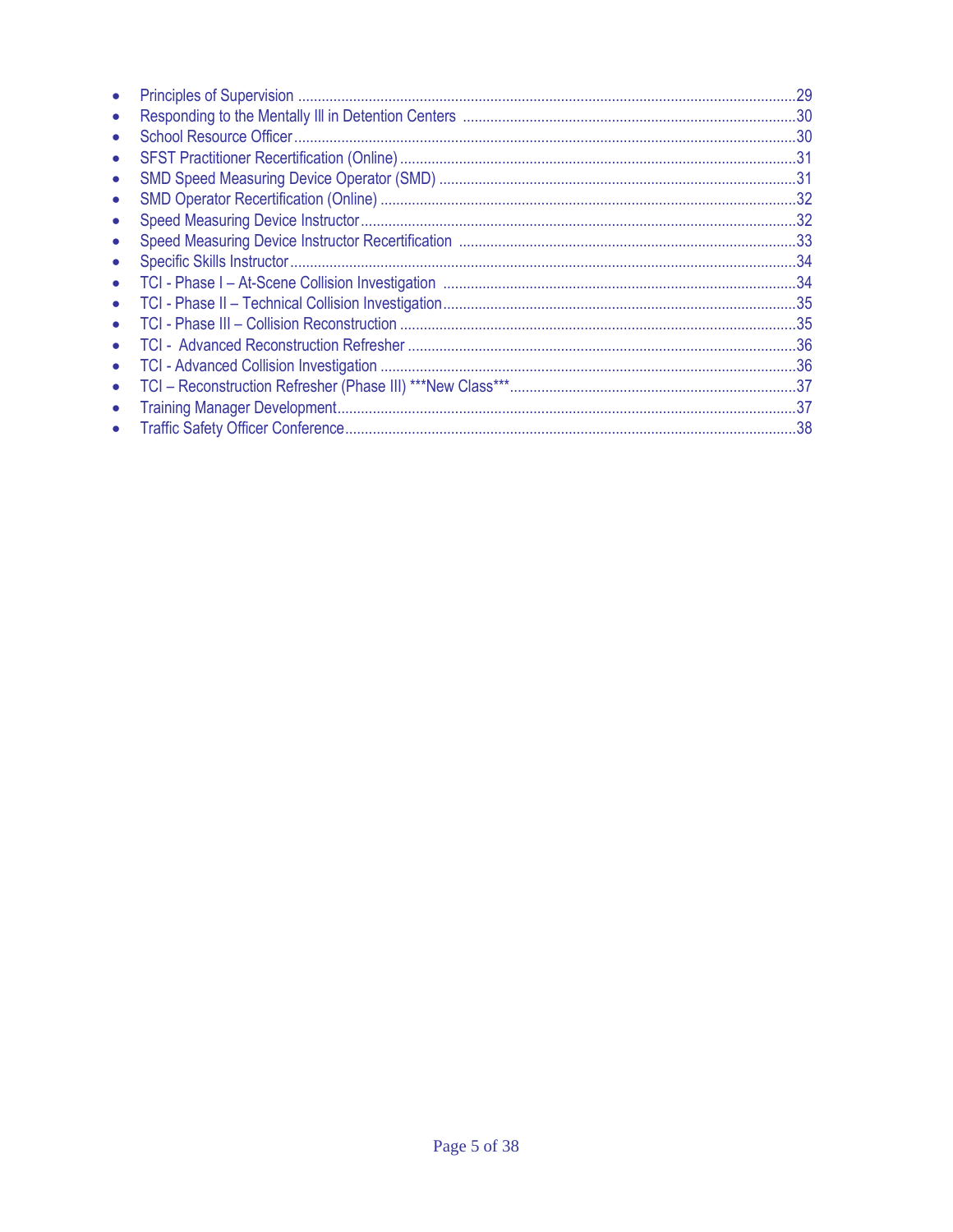- Principles of Supervision ..........29
- Responding to the Mentally Ill in Detention Centers ..........30
- School Resource Officer..........30
- SFST Practitioner Recertification (Online) ..........31
- SMD Speed Measuring Device Operator (SMD) ..........31
- SMD Operator Recertification (Online) ..........32
- Speed Measuring Device Instructor..........32
- Speed Measuring Device Instructor Recertification ..........33
- Specific Skills Instructor..........34
- TCI - Phase I – At-Scene Collision Investigation ..........34
- TCI - Phase II – Technical Collision Investigation..........35
- TCI - Phase III – Collision Reconstruction ..........35
- TCI - Advanced Reconstruction Refresher ..........36
- TCI - Advanced Collision Investigation ..........36
- TCI – Reconstruction Refresher (Phase III) ***New Class***..........37
- Training Manager Development..........37
- Traffic Safety Officer Conference..........38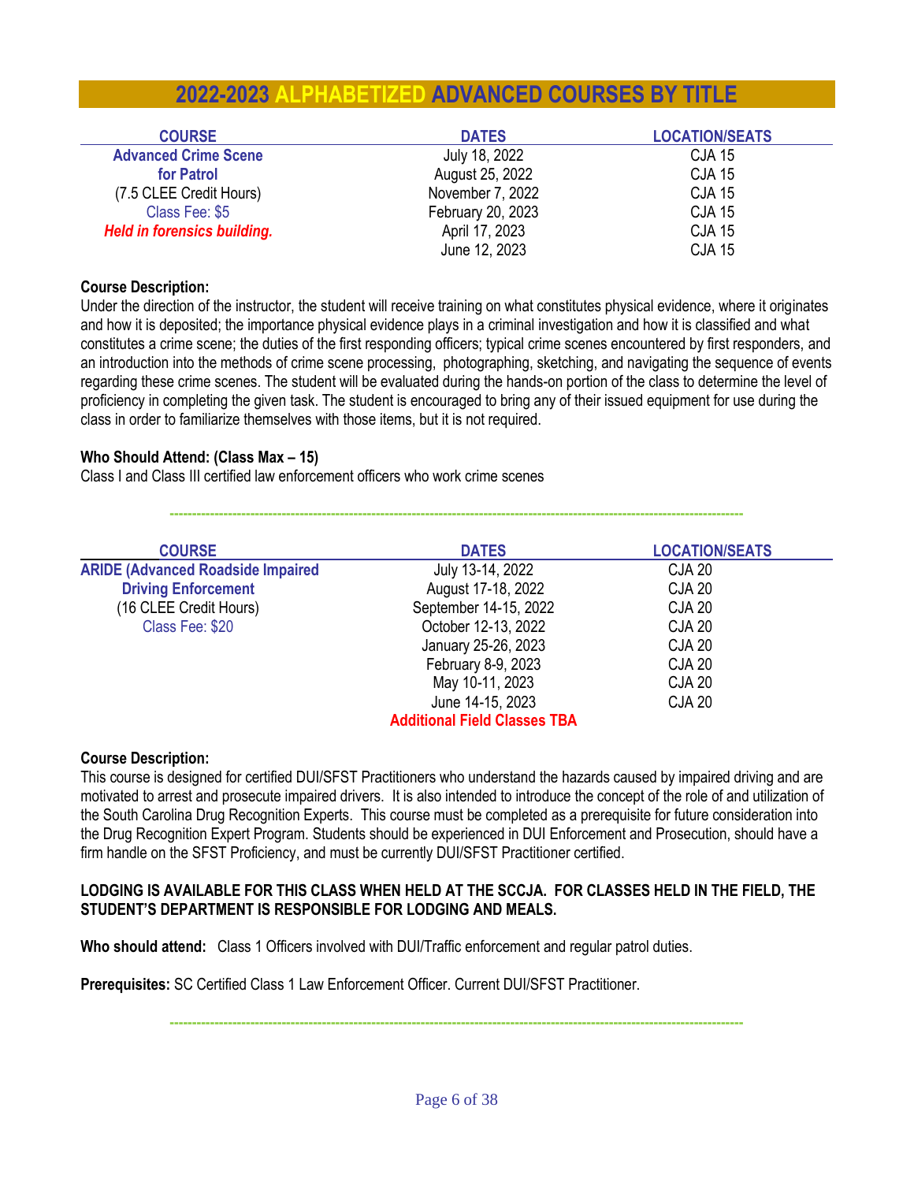# 2022-2023 ALPHABETIZED ADVANCED COURSES BY TITLE

| COURSE | DATES | LOCATION/SEATS |
|---|---|---|
| **Advanced Crime Scene for Patrol** | July 18, 2022 | CJA 15 |
| (7.5 CLEE Credit Hours) | August 25, 2022 | CJA 15 |
| Class Fee: $5 | November 7, 2022 | CJA 15 |
| ***Held in forensics building.*** | February 20, 2023 | CJA 15 |
| | April 17, 2023 | CJA 15 |
| | June 12, 2023 | CJA 15 |

**Course Description:**
Under the direction of the instructor, the student will receive training on what constitutes physical evidence, where it originates and how it is deposited; the importance physical evidence plays in a criminal investigation and how it is classified and what constitutes a crime scene; the duties of the first responding officers; typical crime scenes encountered by first responders, and an introduction into the methods of crime scene processing, photographing, sketching, and navigating the sequence of events regarding these crime scenes. The student will be evaluated during the hands-on portion of the class to determine the level of proficiency in completing the given task. The student is encouraged to bring any of their issued equipment for use during the class in order to familiarize themselves with those items, but it is not required.

**Who Should Attend: (Class Max – 15)**
Class I and Class III certified law enforcement officers who work crime scenes

---

| COURSE | DATES | LOCATION/SEATS |
|---|---|---|
| **ARIDE (Advanced Roadside Impaired Driving Enforcement** | July 13-14, 2022 | CJA 20 |
| (16 CLEE Credit Hours) | August 17-18, 2022 | CJA 20 |
| Class Fee: $20 | September 14-15, 2022 | CJA 20 |
| | October 12-13, 2022 | CJA 20 |
| | January 25-26, 2023 | CJA 20 |
| | February 8-9, 2023 | CJA 20 |
| | May 10-11, 2023 | CJA 20 |
| | June 14-15, 2023 | CJA 20 |
| | **Additional Field Classes TBA** | |

**Course Description:**
This course is designed for certified DUI/SFST Practitioners who understand the hazards caused by impaired driving and are motivated to arrest and prosecute impaired drivers. It is also intended to introduce the concept of the role of and utilization of the South Carolina Drug Recognition Experts. This course must be completed as a prerequisite for future consideration into the Drug Recognition Expert Program. Students should be experienced in DUI Enforcement and Prosecution, should have a firm handle on the SFST Proficiency, and must be currently DUI/SFST Practitioner certified.

**LODGING IS AVAILABLE FOR THIS CLASS WHEN HELD AT THE SCCJA. FOR CLASSES HELD IN THE FIELD, THE STUDENT'S DEPARTMENT IS RESPONSIBLE FOR LODGING AND MEALS.**

**Who should attend:** Class 1 Officers involved with DUI/Traffic enforcement and regular patrol duties.

**Prerequisites:** SC Certified Class 1 Law Enforcement Officer. Current DUI/SFST Practitioner.

---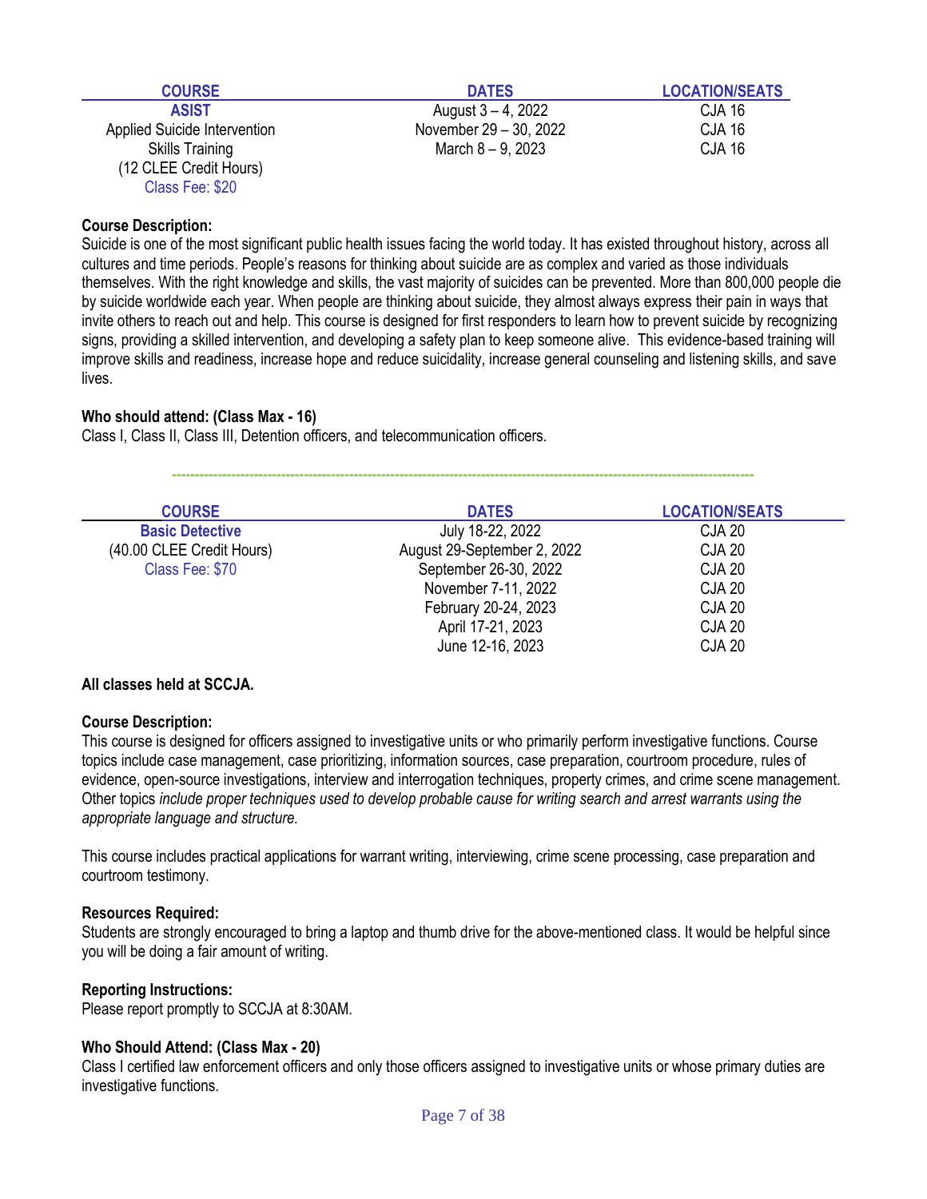| COURSE | DATES | LOCATION/SEATS |
|---|---|---|
| **ASIST** | August 3 – 4, 2022 | CJA 16 |
| Applied Suicide Intervention | November 29 – 30, 2022 | CJA 16 |
| Skills Training | March 8 – 9, 2023 | CJA 16 |
| (12 CLEE Credit Hours) | | |
| Class Fee: $20 | | |

**Course Description:**
Suicide is one of the most significant public health issues facing the world today. It has existed throughout history, across all cultures and time periods. People's reasons for thinking about suicide are as complex and varied as those individuals themselves. With the right knowledge and skills, the vast majority of suicides can be prevented. More than 800,000 people die by suicide worldwide each year. When people are thinking about suicide, they almost always express their pain in ways that invite others to reach out and help. This course is designed for first responders to learn how to prevent suicide by recognizing signs, providing a skilled intervention, and developing a safety plan to keep someone alive. This evidence-based training will improve skills and readiness, increase hope and reduce suicidality, increase general counseling and listening skills, and save lives.

**Who should attend: (Class Max - 16)**
Class I, Class II, Class III, Detention officers, and telecommunication officers.

---

| COURSE | DATES | LOCATION/SEATS |
|---|---|---|
| **Basic Detective** | July 18-22, 2022 | CJA 20 |
| (40.00 CLEE Credit Hours) | August 29-September 2, 2022 | CJA 20 |
| Class Fee: $70 | September 26-30, 2022 | CJA 20 |
| | November 7-11, 2022 | CJA 20 |
| | February 20-24, 2023 | CJA 20 |
| | April 17-21, 2023 | CJA 20 |
| | June 12-16, 2023 | CJA 20 |

**All classes held at SCCJA.**

**Course Description:**
This course is designed for officers assigned to investigative units or who primarily perform investigative functions. Course topics include case management, case prioritizing, information sources, case preparation, courtroom procedure, rules of evidence, open-source investigations, interview and interrogation techniques, property crimes, and crime scene management. Other topics *include proper techniques used to develop probable cause for writing search and arrest warrants using the appropriate language and structure.*

This course includes practical applications for warrant writing, interviewing, crime scene processing, case preparation and courtroom testimony.

**Resources Required:**
Students are strongly encouraged to bring a laptop and thumb drive for the above-mentioned class. It would be helpful since you will be doing a fair amount of writing.

**Reporting Instructions:**
Please report promptly to SCCJA at 8:30AM.

**Who Should Attend: (Class Max - 20)**
Class I certified law enforcement officers and only those officers assigned to investigative units or whose primary duties are investigative functions.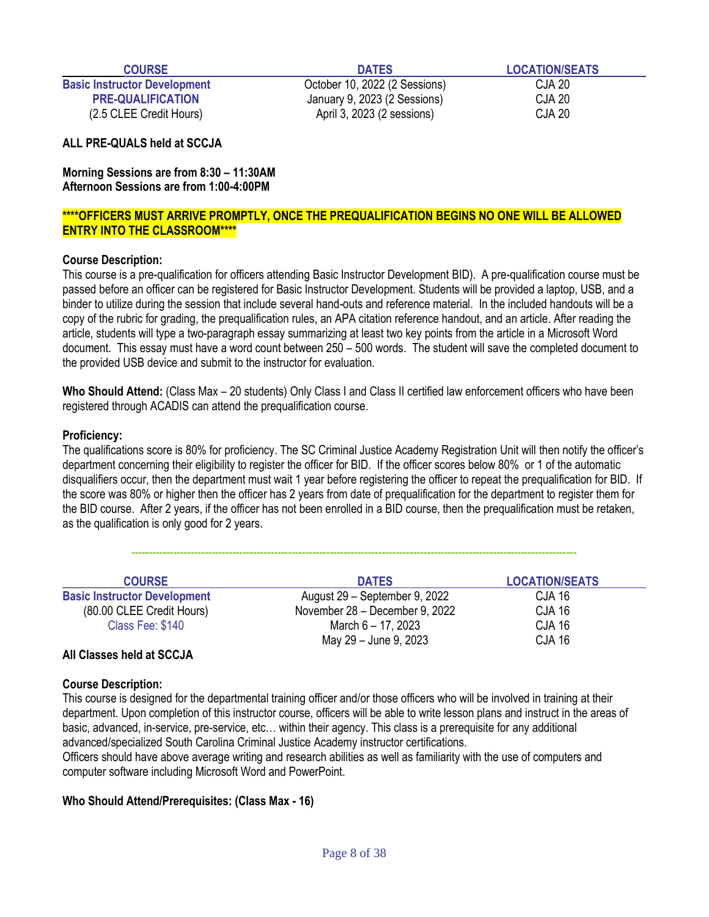| COURSE | DATES | LOCATION/SEATS |
|---|---|---|
| **Basic Instructor Development** | October 10, 2022 (2 Sessions) | CJA 20 |
| **PRE-QUALIFICATION** | January 9, 2023 (2 Sessions) | CJA 20 |
| (2.5 CLEE Credit Hours) | April 3, 2023 (2 sessions) | CJA 20 |

**ALL PRE-QUALS held at SCCJA**

**Morning Sessions are from 8:30 – 11:30AM**
**Afternoon Sessions are from 1:00-4:00PM**

**\*\*\*\*OFFICERS MUST ARRIVE PROMPTLY, ONCE THE PREQUALIFICATION BEGINS NO ONE WILL BE ALLOWED ENTRY INTO THE CLASSROOM\*\*\*\***

**Course Description:**
This course is a pre-qualification for officers attending Basic Instructor Development BID). A pre-qualification course must be passed before an officer can be registered for Basic Instructor Development. Students will be provided a laptop, USB, and a binder to utilize during the session that include several hand-outs and reference material. In the included handouts will be a copy of the rubric for grading, the prequalification rules, an APA citation reference handout, and an article. After reading the article, students will type a two-paragraph essay summarizing at least two key points from the article in a Microsoft Word document. This essay must have a word count between 250 – 500 words. The student will save the completed document to the provided USB device and submit to the instructor for evaluation.

**Who Should Attend:** (Class Max – 20 students) Only Class I and Class II certified law enforcement officers who have been registered through ACADIS can attend the prequalification course.

**Proficiency:**
The qualifications score is 80% for proficiency. The SC Criminal Justice Academy Registration Unit will then notify the officer's department concerning their eligibility to register the officer for BID. If the officer scores below 80% or 1 of the automatic disqualifiers occur, then the department must wait 1 year before registering the officer to repeat the prequalification for BID. If the score was 80% or higher then the officer has 2 years from date of prequalification for the department to register them for the BID course. After 2 years, if the officer has not been enrolled in a BID course, then the prequalification must be retaken, as the qualification is only good for 2 years.

---

| COURSE | DATES | LOCATION/SEATS |
|---|---|---|
| **Basic Instructor Development** | August 29 – September 9, 2022 | CJA 16 |
| (80.00 CLEE Credit Hours) | November 28 – December 9, 2022 | CJA 16 |
| Class Fee: $140 | March 6 – 17, 2023 | CJA 16 |
| | May 29 – June 9, 2023 | CJA 16 |

**All Classes held at SCCJA**

**Course Description:**
This course is designed for the departmental training officer and/or those officers who will be involved in training at their department. Upon completion of this instructor course, officers will be able to write lesson plans and instruct in the areas of basic, advanced, in-service, pre-service, etc… within their agency. This class is a prerequisite for any additional advanced/specialized South Carolina Criminal Justice Academy instructor certifications.
Officers should have above average writing and research abilities as well as familiarity with the use of computers and computer software including Microsoft Word and PowerPoint.

**Who Should Attend/Prerequisites: (Class Max - 16)**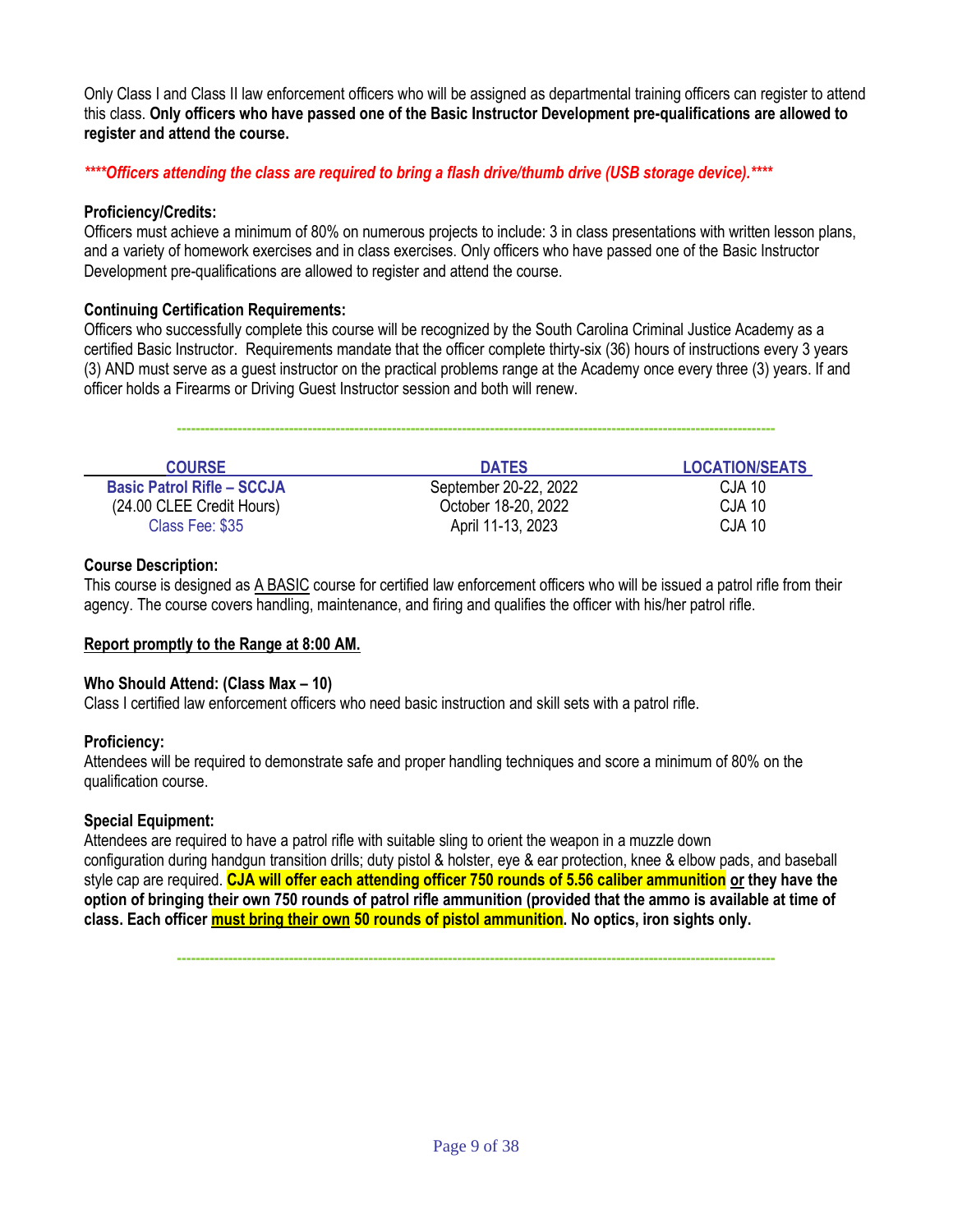Only Class I and Class II law enforcement officers who will be assigned as departmental training officers can register to attend this class. **Only officers who have passed one of the Basic Instructor Development pre-qualifications are allowed to register and attend the course.**

***\*\*\*\*Officers attending the class are required to bring a flash drive/thumb drive (USB storage device).\*\*\*\****

**Proficiency/Credits:**
Officers must achieve a minimum of 80% on numerous projects to include: 3 in class presentations with written lesson plans, and a variety of homework exercises and in class exercises. Only officers who have passed one of the Basic Instructor Development pre-qualifications are allowed to register and attend the course.

**Continuing Certification Requirements:**
Officers who successfully complete this course will be recognized by the South Carolina Criminal Justice Academy as a certified Basic Instructor. Requirements mandate that the officer complete thirty-six (36) hours of instructions every 3 years (3) AND must serve as a guest instructor on the practical problems range at the Academy once every three (3) years. If and officer holds a Firearms or Driving Guest Instructor session and both will renew.

---

| COURSE | DATES | LOCATION/SEATS |
|---|---|---|
| **Basic Patrol Rifle – SCCJA** | September 20-22, 2022 | CJA 10 |
| (24.00 CLEE Credit Hours) | October 18-20, 2022 | CJA 10 |
| Class Fee: $35 | April 11-13, 2023 | CJA 10 |

**Course Description:**
This course is designed as A BASIC course for certified law enforcement officers who will be issued a patrol rifle from their agency. The course covers handling, maintenance, and firing and qualifies the officer with his/her patrol rifle.

**Report promptly to the Range at 8:00 AM.**

**Who Should Attend: (Class Max – 10)**
Class I certified law enforcement officers who need basic instruction and skill sets with a patrol rifle.

**Proficiency:**
Attendees will be required to demonstrate safe and proper handling techniques and score a minimum of 80% on the qualification course.

**Special Equipment:**
Attendees are required to have a patrol rifle with suitable sling to orient the weapon in a muzzle down configuration during handgun transition drills; duty pistol & holster, eye & ear protection, knee & elbow pads, and baseball style cap are required. **CJA will offer each attending officer 750 rounds of 5.56 caliber ammunition or they have the option of bringing their own 750 rounds of patrol rifle ammunition (provided that the ammo is available at time of class. Each officer must bring their own 50 rounds of pistol ammunition. No optics, iron sights only.**

---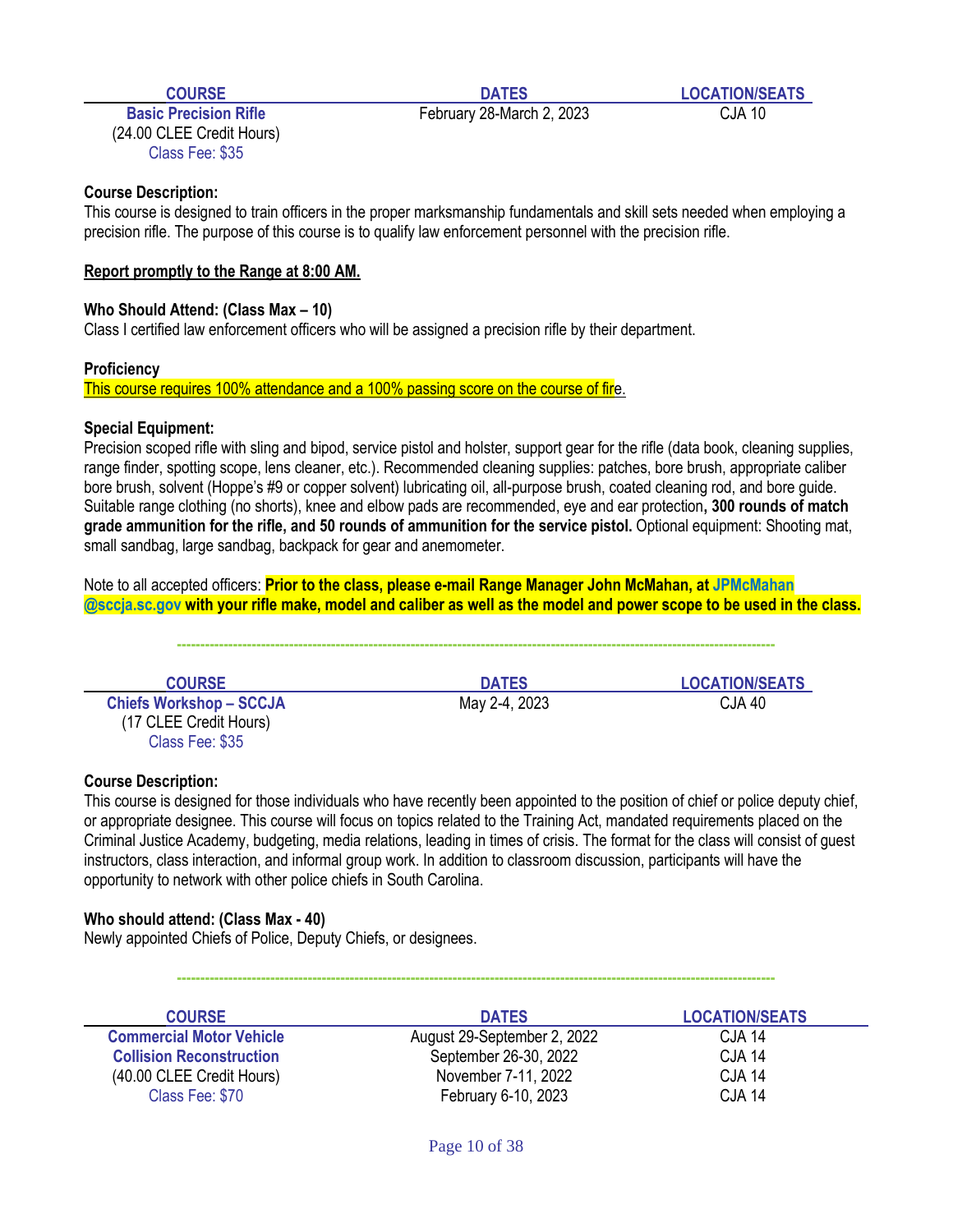| COURSE | DATES | LOCATION/SEATS |
|---|---|---|
| **Basic Precision Rifle** (24.00 CLEE Credit Hours) Class Fee: $35 | February 28-March 2, 2023 | CJA 10 |

**Course Description:**
This course is designed to train officers in the proper marksmanship fundamentals and skill sets needed when employing a precision rifle. The purpose of this course is to qualify law enforcement personnel with the precision rifle.

**Report promptly to the Range at 8:00 AM.**

**Who Should Attend: (Class Max – 10)**
Class I certified law enforcement officers who will be assigned a precision rifle by their department.

**Proficiency**
This course requires 100% attendance and a 100% passing score on the course of fire.

**Special Equipment:**
Precision scoped rifle with sling and bipod, service pistol and holster, support gear for the rifle (data book, cleaning supplies, range finder, spotting scope, lens cleaner, etc.). Recommended cleaning supplies: patches, bore brush, appropriate caliber bore brush, solvent (Hoppe's #9 or copper solvent) lubricating oil, all-purpose brush, coated cleaning rod, and bore guide. Suitable range clothing (no shorts), knee and elbow pads are recommended, eye and ear protection**, 300 rounds of match grade ammunition for the rifle, and 50 rounds of ammunition for the service pistol.** Optional equipment: Shooting mat, small sandbag, large sandbag, backpack for gear and anemometer.

Note to all accepted officers: **Prior to the class, please e-mail Range Manager John McMahan, at JPMcMahan@sccja.sc.gov with your rifle make, model and caliber as well as the model and power scope to be used in the class.**

---

| COURSE | DATES | LOCATION/SEATS |
|---|---|---|
| **Chiefs Workshop – SCCJA** (17 CLEE Credit Hours) Class Fee: $35 | May 2-4, 2023 | CJA 40 |

**Course Description:**
This course is designed for those individuals who have recently been appointed to the position of chief or police deputy chief, or appropriate designee. This course will focus on topics related to the Training Act, mandated requirements placed on the Criminal Justice Academy, budgeting, media relations, leading in times of crisis. The format for the class will consist of guest instructors, class interaction, and informal group work. In addition to classroom discussion, participants will have the opportunity to network with other police chiefs in South Carolina.

**Who should attend: (Class Max - 40)**
Newly appointed Chiefs of Police, Deputy Chiefs, or designees.

---

| COURSE | DATES | LOCATION/SEATS |
|---|---|---|
| **Commercial Motor Vehicle Collision Reconstruction** (40.00 CLEE Credit Hours) Class Fee: $70 | August 29-September 2, 2022 | CJA 14 |
| | September 26-30, 2022 | CJA 14 |
| | November 7-11, 2022 | CJA 14 |
| | February 6-10, 2023 | CJA 14 |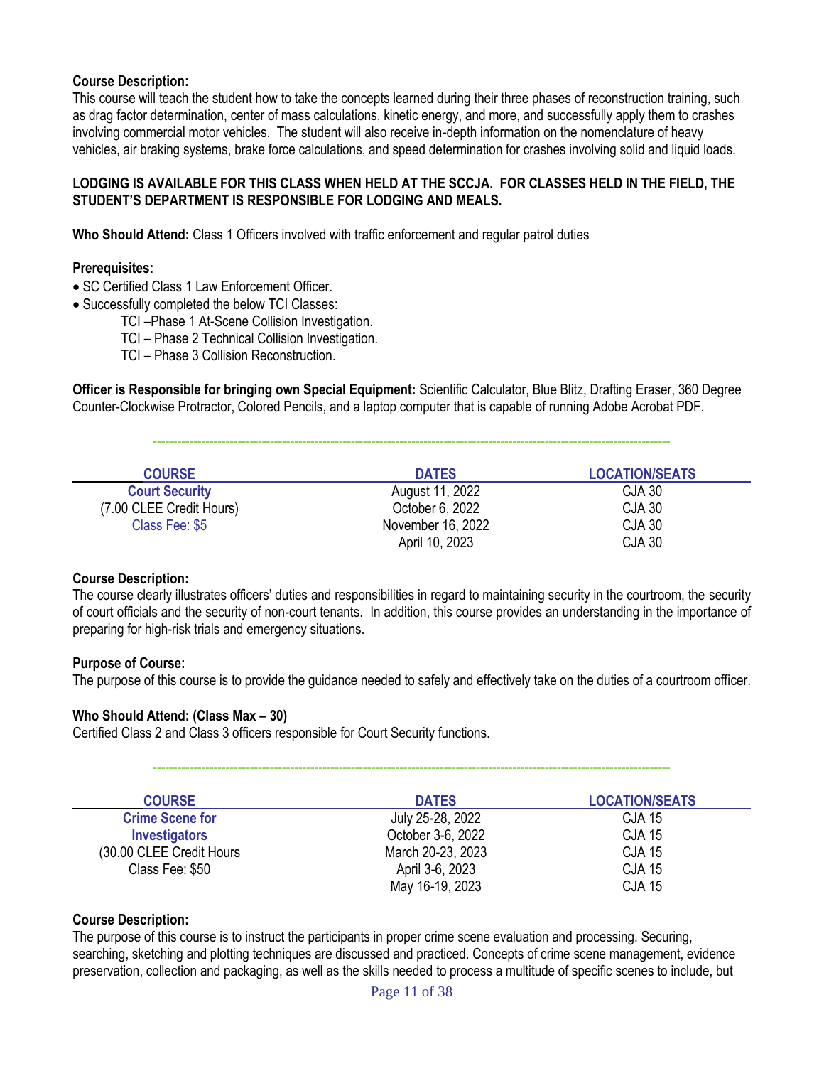**Course Description:**
This course will teach the student how to take the concepts learned during their three phases of reconstruction training, such as drag factor determination, center of mass calculations, kinetic energy, and more, and successfully apply them to crashes involving commercial motor vehicles. The student will also receive in-depth information on the nomenclature of heavy vehicles, air braking systems, brake force calculations, and speed determination for crashes involving solid and liquid loads.

**LODGING IS AVAILABLE FOR THIS CLASS WHEN HELD AT THE SCCJA. FOR CLASSES HELD IN THE FIELD, THE STUDENT'S DEPARTMENT IS RESPONSIBLE FOR LODGING AND MEALS.**

**Who Should Attend:** Class 1 Officers involved with traffic enforcement and regular patrol duties

**Prerequisites:**

- SC Certified Class 1 Law Enforcement Officer.
- Successfully completed the below TCI Classes:
  - TCI –Phase 1 At-Scene Collision Investigation.
  - TCI – Phase 2 Technical Collision Investigation.
  - TCI – Phase 3 Collision Reconstruction.

**Officer is Responsible for bringing own Special Equipment:** Scientific Calculator, Blue Blitz, Drafting Eraser, 360 Degree Counter-Clockwise Protractor, Colored Pencils, and a laptop computer that is capable of running Adobe Acrobat PDF.

---

| COURSE | DATES | LOCATION/SEATS |
|---|---|---|
| **Court Security** | August 11, 2022 | CJA 30 |
| (7.00 CLEE Credit Hours) | October 6, 2022 | CJA 30 |
| Class Fee: $5 | November 16, 2022 | CJA 30 |
| | April 10, 2023 | CJA 30 |

**Course Description:**
The course clearly illustrates officers' duties and responsibilities in regard to maintaining security in the courtroom, the security of court officials and the security of non-court tenants. In addition, this course provides an understanding in the importance of preparing for high-risk trials and emergency situations.

**Purpose of Course:**
The purpose of this course is to provide the guidance needed to safely and effectively take on the duties of a courtroom officer.

**Who Should Attend: (Class Max – 30)**
Certified Class 2 and Class 3 officers responsible for Court Security functions.

---

| COURSE | DATES | LOCATION/SEATS |
|---|---|---|
| **Crime Scene for** | July 25-28, 2022 | CJA 15 |
| **Investigators** | October 3-6, 2022 | CJA 15 |
| (30.00 CLEE Credit Hours | March 20-23, 2023 | CJA 15 |
| Class Fee: $50 | April 3-6, 2023 | CJA 15 |
| | May 16-19, 2023 | CJA 15 |

**Course Description:**
The purpose of this course is to instruct the participants in proper crime scene evaluation and processing. Securing, searching, sketching and plotting techniques are discussed and practiced. Concepts of crime scene management, evidence preservation, collection and packaging, as well as the skills needed to process a multitude of specific scenes to include, but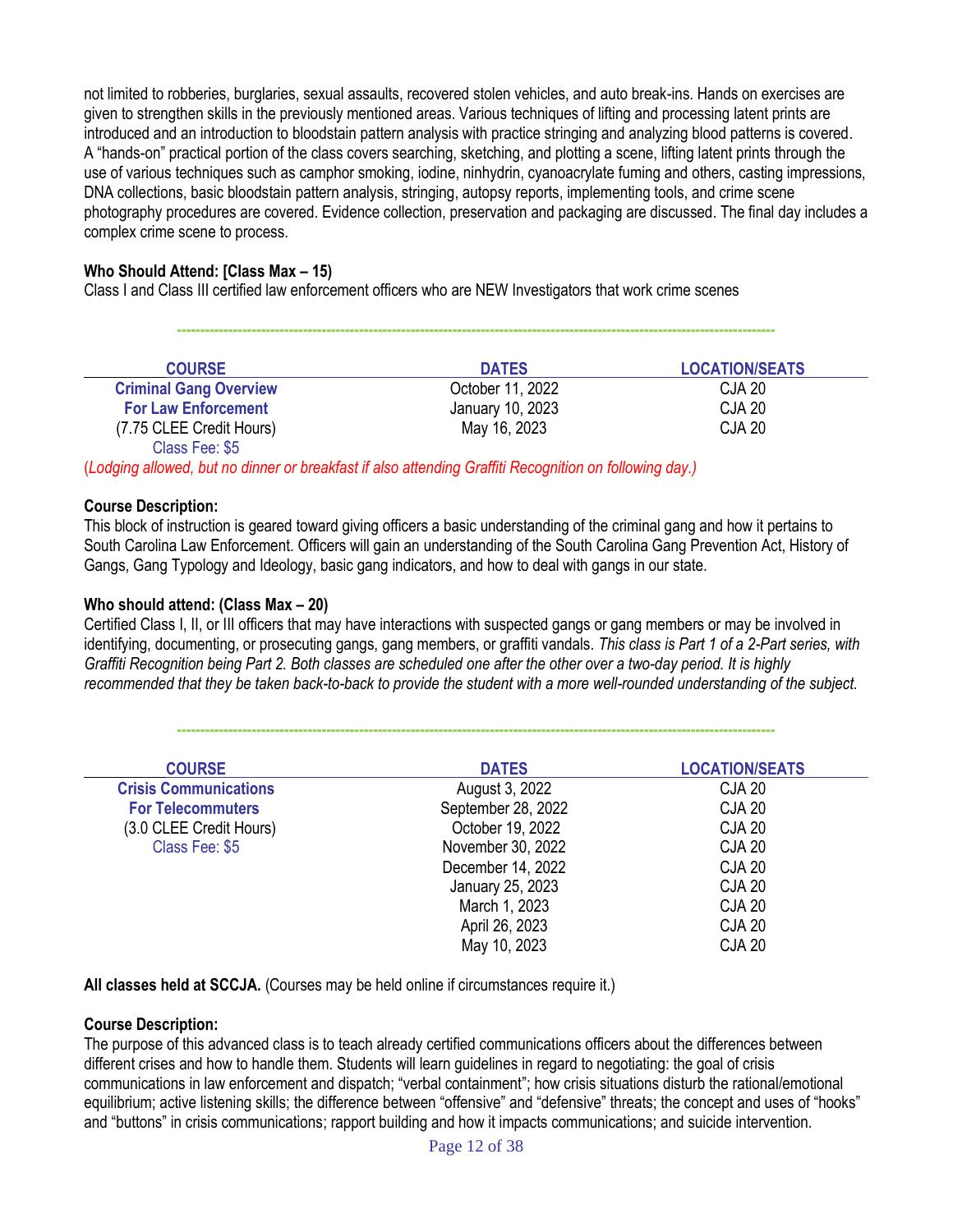not limited to robberies, burglaries, sexual assaults, recovered stolen vehicles, and auto break-ins. Hands on exercises are given to strengthen skills in the previously mentioned areas. Various techniques of lifting and processing latent prints are introduced and an introduction to bloodstain pattern analysis with practice stringing and analyzing blood patterns is covered. A "hands-on" practical portion of the class covers searching, sketching, and plotting a scene, lifting latent prints through the use of various techniques such as camphor smoking, iodine, ninhydrin, cyanoacrylate fuming and others, casting impressions, DNA collections, basic bloodstain pattern analysis, stringing, autopsy reports, implementing tools, and crime scene photography procedures are covered. Evidence collection, preservation and packaging are discussed. The final day includes a complex crime scene to process.

**Who Should Attend: [Class Max – 15)**
Class I and Class III certified law enforcement officers who are NEW Investigators that work crime scenes

---

| COURSE | DATES | LOCATION/SEATS |
|---|---|---|
| **Criminal Gang Overview For Law Enforcement** | October 11, 2022 | CJA 20 |
| (7.75 CLEE Credit Hours) | January 10, 2023 | CJA 20 |
| Class Fee: $5 | May 16, 2023 | CJA 20 |

*(Lodging allowed, but no dinner or breakfast if also attending Graffiti Recognition on following day.)*

**Course Description:**
This block of instruction is geared toward giving officers a basic understanding of the criminal gang and how it pertains to South Carolina Law Enforcement. Officers will gain an understanding of the South Carolina Gang Prevention Act, History of Gangs, Gang Typology and Ideology, basic gang indicators, and how to deal with gangs in our state.

**Who should attend: (Class Max – 20)**
Certified Class I, II, or III officers that may have interactions with suspected gangs or gang members or may be involved in identifying, documenting, or prosecuting gangs, gang members, or graffiti vandals. *This class is Part 1 of a 2-Part series, with Graffiti Recognition being Part 2. Both classes are scheduled one after the other over a two-day period. It is highly recommended that they be taken back-to-back to provide the student with a more well-rounded understanding of the subject.*

---

| COURSE | DATES | LOCATION/SEATS |
|---|---|---|
| **Crisis Communications For Telecommuters** | August 3, 2022 | CJA 20 |
| (3.0 CLEE Credit Hours) | September 28, 2022 | CJA 20 |
| Class Fee: $5 | October 19, 2022 | CJA 20 |
| | November 30, 2022 | CJA 20 |
| | December 14, 2022 | CJA 20 |
| | January 25, 2023 | CJA 20 |
| | March 1, 2023 | CJA 20 |
| | April 26, 2023 | CJA 20 |
| | May 10, 2023 | CJA 20 |

**All classes held at SCCJA.** (Courses may be held online if circumstances require it.)

**Course Description:**
The purpose of this advanced class is to teach already certified communications officers about the differences between different crises and how to handle them. Students will learn guidelines in regard to negotiating: the goal of crisis communications in law enforcement and dispatch; "verbal containment"; how crisis situations disturb the rational/emotional equilibrium; active listening skills; the difference between "offensive" and "defensive" threats; the concept and uses of "hooks" and "buttons" in crisis communications; rapport building and how it impacts communications; and suicide intervention.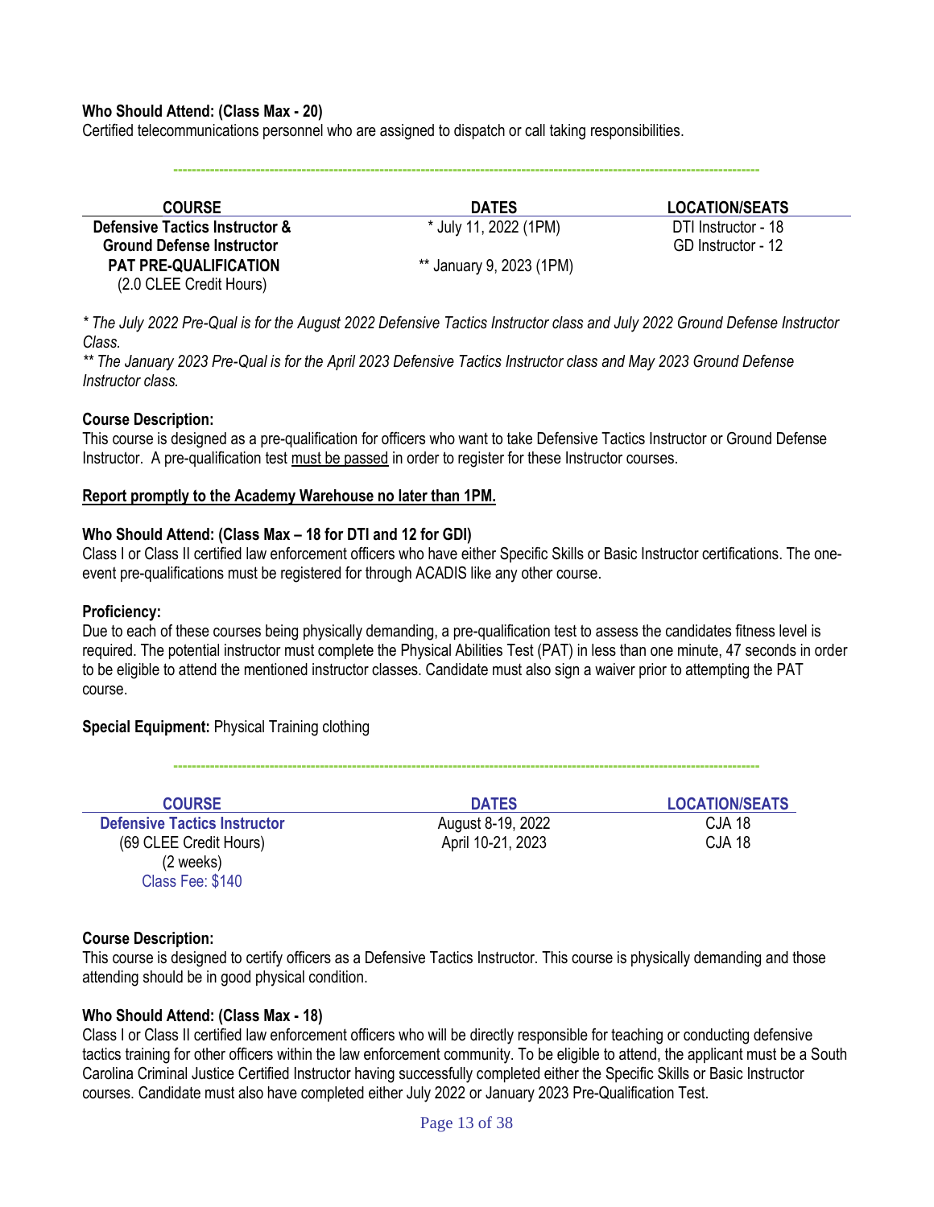**Who Should Attend: (Class Max - 20)**
Certified telecommunications personnel who are assigned to dispatch or call taking responsibilities.

---

| COURSE | DATES | LOCATION/SEATS |
|---|---|---|
| **Defensive Tactics Instructor & Ground Defense Instructor PAT PRE-QUALIFICATION** (2.0 CLEE Credit Hours) | * July 11, 2022 (1PM)<br>** January 9, 2023 (1PM) | DTI Instructor - 18<br>GD Instructor - 12 |

*\* The July 2022 Pre-Qual is for the August 2022 Defensive Tactics Instructor class and July 2022 Ground Defense Instructor Class.*
*\*\* The January 2023 Pre-Qual is for the April 2023 Defensive Tactics Instructor class and May 2023 Ground Defense Instructor class.*

**Course Description:**
This course is designed as a pre-qualification for officers who want to take Defensive Tactics Instructor or Ground Defense Instructor. A pre-qualification test must be passed in order to register for these Instructor courses.

**Report promptly to the Academy Warehouse no later than 1PM.**

**Who Should Attend: (Class Max – 18 for DTI and 12 for GDI)**
Class I or Class II certified law enforcement officers who have either Specific Skills or Basic Instructor certifications. The one-event pre-qualifications must be registered for through ACADIS like any other course.

**Proficiency:**
Due to each of these courses being physically demanding, a pre-qualification test to assess the candidates fitness level is required. The potential instructor must complete the Physical Abilities Test (PAT) in less than one minute, 47 seconds in order to be eligible to attend the mentioned instructor classes. Candidate must also sign a waiver prior to attempting the PAT course.

**Special Equipment:** Physical Training clothing

---

| COURSE | DATES | LOCATION/SEATS |
|---|---|---|
| **Defensive Tactics Instructor** (69 CLEE Credit Hours) (2 weeks) Class Fee: $140 | August 8-19, 2022<br>April 10-21, 2023 | CJA 18<br>CJA 18 |

**Course Description:**
This course is designed to certify officers as a Defensive Tactics Instructor. This course is physically demanding and those attending should be in good physical condition.

**Who Should Attend: (Class Max - 18)**
Class I or Class II certified law enforcement officers who will be directly responsible for teaching or conducting defensive tactics training for other officers within the law enforcement community. To be eligible to attend, the applicant must be a South Carolina Criminal Justice Certified Instructor having successfully completed either the Specific Skills or Basic Instructor courses. Candidate must also have completed either July 2022 or January 2023 Pre-Qualification Test.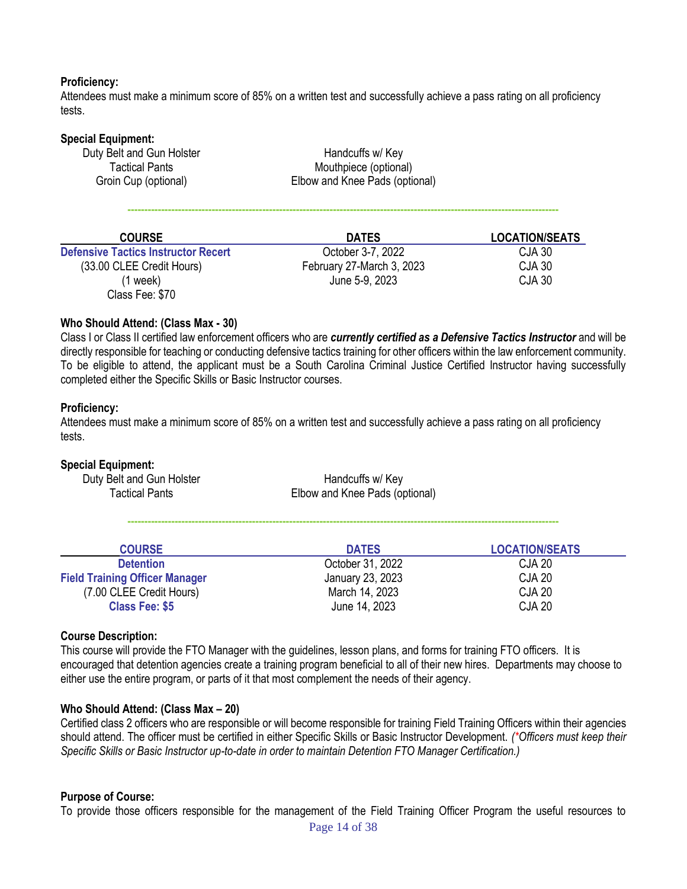**Proficiency:**
Attendees must make a minimum score of 85% on a written test and successfully achieve a pass rating on all proficiency tests.

**Special Equipment:**

| | |
|---|---|
| Duty Belt and Gun Holster | Handcuffs w/ Key |
| Tactical Pants | Mouthpiece (optional) |
| Groin Cup (optional) | Elbow and Knee Pads (optional) |

---

| COURSE | DATES | LOCATION/SEATS |
|---|---|---|
| **Defensive Tactics Instructor Recert** | October 3-7, 2022 | CJA 30 |
| (33.00 CLEE Credit Hours) | February 27-March 3, 2023 | CJA 30 |
| (1 week) | June 5-9, 2023 | CJA 30 |
| Class Fee: $70 | | |

**Who Should Attend: (Class Max - 30)**
Class I or Class II certified law enforcement officers who are ***currently certified as a Defensive Tactics Instructor*** and will be directly responsible for teaching or conducting defensive tactics training for other officers within the law enforcement community. To be eligible to attend, the applicant must be a South Carolina Criminal Justice Certified Instructor having successfully completed either the Specific Skills or Basic Instructor courses.

**Proficiency:**
Attendees must make a minimum score of 85% on a written test and successfully achieve a pass rating on all proficiency tests.

**Special Equipment:**

| | |
|---|---|
| Duty Belt and Gun Holster | Handcuffs w/ Key |
| Tactical Pants | Elbow and Knee Pads (optional) |

---

| COURSE | DATES | LOCATION/SEATS |
|---|---|---|
| **Detention** | October 31, 2022 | CJA 20 |
| **Field Training Officer Manager** | January 23, 2023 | CJA 20 |
| (7.00 CLEE Credit Hours) | March 14, 2023 | CJA 20 |
| **Class Fee: $5** | June 14, 2023 | CJA 20 |

**Course Description:**
This course will provide the FTO Manager with the guidelines, lesson plans, and forms for training FTO officers. It is encouraged that detention agencies create a training program beneficial to all of their new hires. Departments may choose to either use the entire program, or parts of it that most complement the needs of their agency.

**Who Should Attend: (Class Max – 20)**
Certified class 2 officers who are responsible or will become responsible for training Field Training Officers within their agencies should attend. The officer must be certified in either Specific Skills or Basic Instructor Development. *(*Officers must keep their Specific Skills or Basic Instructor up-to-date in order to maintain Detention FTO Manager Certification.)*

**Purpose of Course:**
To provide those officers responsible for the management of the Field Training Officer Program the useful resources to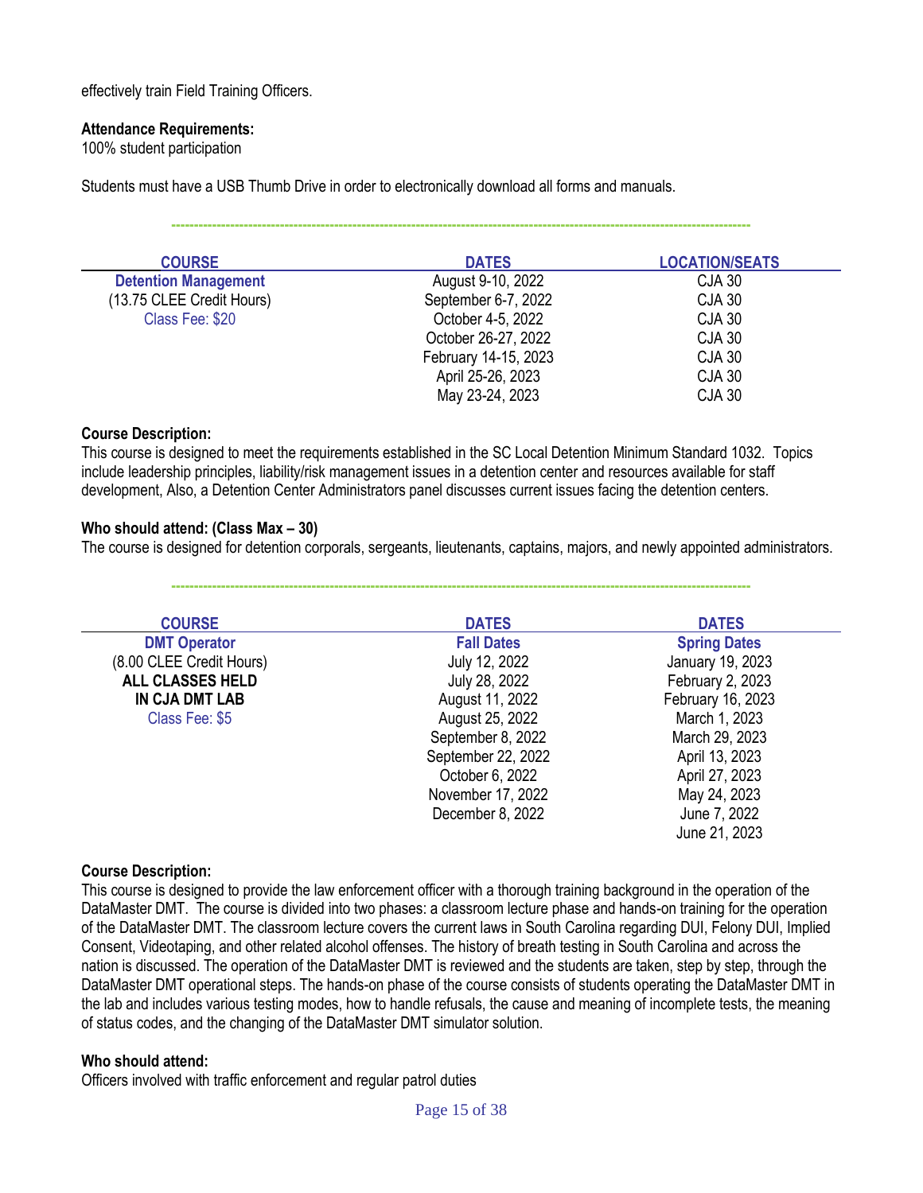effectively train Field Training Officers.

**Attendance Requirements:**
100% student participation

Students must have a USB Thumb Drive in order to electronically download all forms and manuals.

---

| COURSE | DATES | LOCATION/SEATS |
|---|---|---|
| **Detention Management** | August 9-10, 2022 | CJA 30 |
| (13.75 CLEE Credit Hours) | September 6-7, 2022 | CJA 30 |
| Class Fee: $20 | October 4-5, 2022 | CJA 30 |
| | October 26-27, 2022 | CJA 30 |
| | February 14-15, 2023 | CJA 30 |
| | April 25-26, 2023 | CJA 30 |
| | May 23-24, 2023 | CJA 30 |

**Course Description:**
This course is designed to meet the requirements established in the SC Local Detention Minimum Standard 1032. Topics include leadership principles, liability/risk management issues in a detention center and resources available for staff development, Also, a Detention Center Administrators panel discusses current issues facing the detention centers.

**Who should attend: (Class Max – 30)**
The course is designed for detention corporals, sergeants, lieutenants, captains, majors, and newly appointed administrators.

---

| COURSE | DATES | DATES |
|---|---|---|
| **DMT Operator** | **Fall Dates** | **Spring Dates** |
| (8.00 CLEE Credit Hours) | July 12, 2022 | January 19, 2023 |
| **ALL CLASSES HELD** | July 28, 2022 | February 2, 2023 |
| **IN CJA DMT LAB** | August 11, 2022 | February 16, 2023 |
| Class Fee: $5 | August 25, 2022 | March 1, 2023 |
| | September 8, 2022 | March 29, 2023 |
| | September 22, 2022 | April 13, 2023 |
| | October 6, 2022 | April 27, 2023 |
| | November 17, 2022 | May 24, 2023 |
| | December 8, 2022 | June 7, 2022 |
| | | June 21, 2023 |

**Course Description:**
This course is designed to provide the law enforcement officer with a thorough training background in the operation of the DataMaster DMT. The course is divided into two phases: a classroom lecture phase and hands-on training for the operation of the DataMaster DMT. The classroom lecture covers the current laws in South Carolina regarding DUI, Felony DUI, Implied Consent, Videotaping, and other related alcohol offenses. The history of breath testing in South Carolina and across the nation is discussed. The operation of the DataMaster DMT is reviewed and the students are taken, step by step, through the DataMaster DMT operational steps. The hands-on phase of the course consists of students operating the DataMaster DMT in the lab and includes various testing modes, how to handle refusals, the cause and meaning of incomplete tests, the meaning of status codes, and the changing of the DataMaster DMT simulator solution.

**Who should attend:**
Officers involved with traffic enforcement and regular patrol duties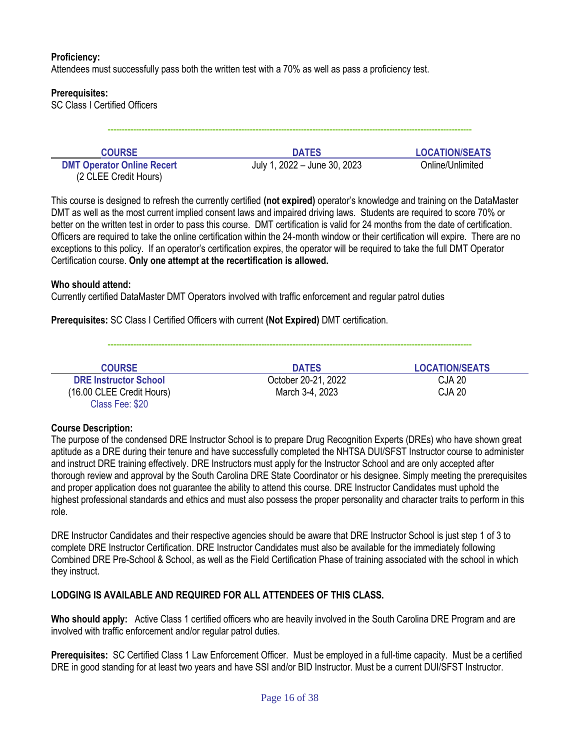**Proficiency:**
Attendees must successfully pass both the written test with a 70% as well as pass a proficiency test.

**Prerequisites:**
SC Class I Certified Officers

---

| COURSE | DATES | LOCATION/SEATS |
|---|---|---|
| **DMT Operator Online Recert** (2 CLEE Credit Hours) | July 1, 2022 – June 30, 2023 | Online/Unlimited |

This course is designed to refresh the currently certified **(not expired)** operator's knowledge and training on the DataMaster DMT as well as the most current implied consent laws and impaired driving laws. Students are required to score 70% or better on the written test in order to pass this course. DMT certification is valid for 24 months from the date of certification. Officers are required to take the online certification within the 24-month window or their certification will expire. There are no exceptions to this policy. If an operator's certification expires, the operator will be required to take the full DMT Operator Certification course. **Only one attempt at the recertification is allowed.**

**Who should attend:**
Currently certified DataMaster DMT Operators involved with traffic enforcement and regular patrol duties

**Prerequisites:** SC Class I Certified Officers with current **(Not Expired)** DMT certification.

---

| COURSE | DATES | LOCATION/SEATS |
|---|---|---|
| **DRE Instructor School** (16.00 CLEE Credit Hours) Class Fee: $20 | October 20-21, 2022 | CJA 20 |
| | March 3-4, 2023 | CJA 20 |

**Course Description:**
The purpose of the condensed DRE Instructor School is to prepare Drug Recognition Experts (DREs) who have shown great aptitude as a DRE during their tenure and have successfully completed the NHTSA DUI/SFST Instructor course to administer and instruct DRE training effectively. DRE Instructors must apply for the Instructor School and are only accepted after thorough review and approval by the South Carolina DRE State Coordinator or his designee. Simply meeting the prerequisites and proper application does not guarantee the ability to attend this course. DRE Instructor Candidates must uphold the highest professional standards and ethics and must also possess the proper personality and character traits to perform in this role.

DRE Instructor Candidates and their respective agencies should be aware that DRE Instructor School is just step 1 of 3 to complete DRE Instructor Certification. DRE Instructor Candidates must also be available for the immediately following Combined DRE Pre-School & School, as well as the Field Certification Phase of training associated with the school in which they instruct.

**LODGING IS AVAILABLE AND REQUIRED FOR ALL ATTENDEES OF THIS CLASS.**

**Who should apply:** Active Class 1 certified officers who are heavily involved in the South Carolina DRE Program and are involved with traffic enforcement and/or regular patrol duties.

**Prerequisites:** SC Certified Class 1 Law Enforcement Officer. Must be employed in a full-time capacity. Must be a certified DRE in good standing for at least two years and have SSI and/or BID Instructor. Must be a current DUI/SFST Instructor.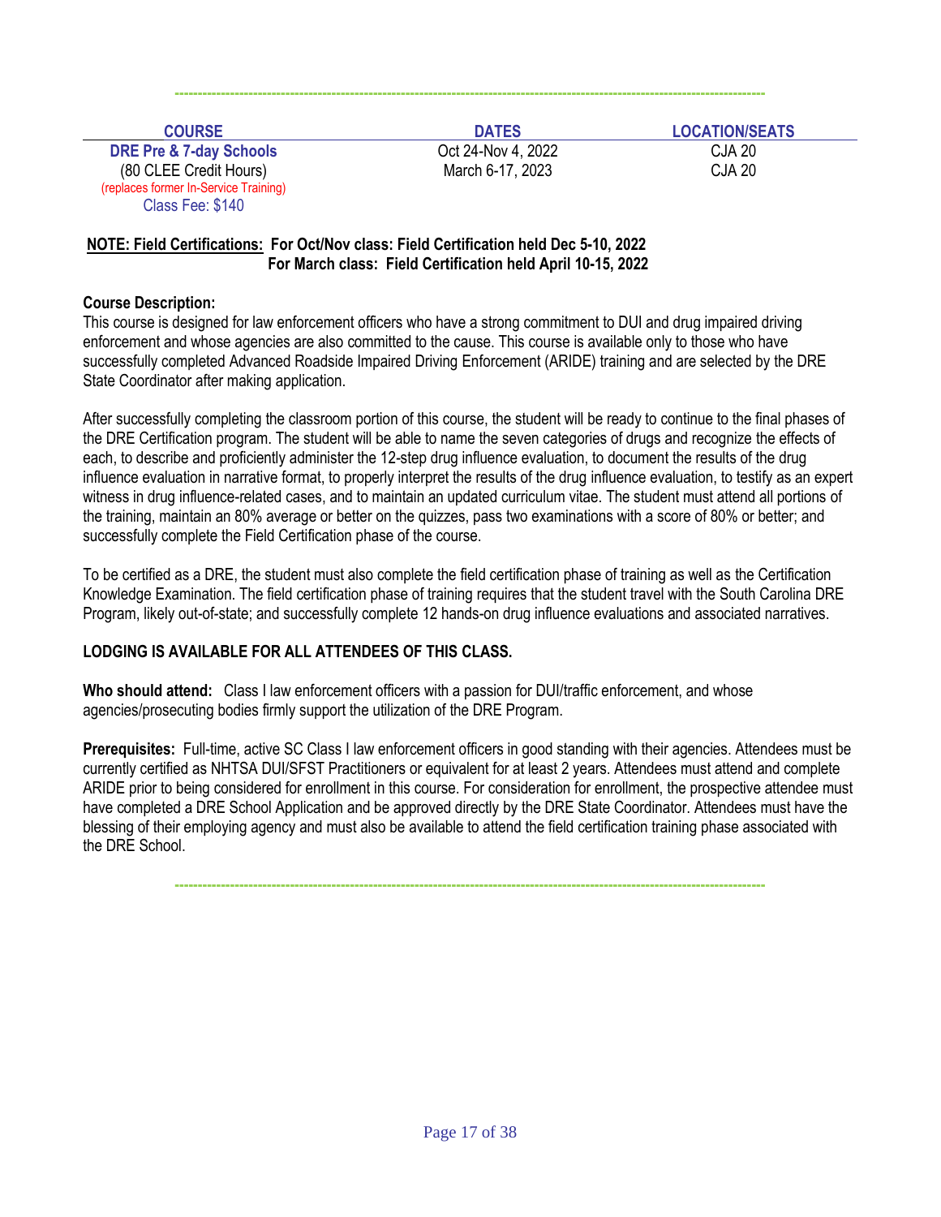| COURSE | DATES | LOCATION/SEATS |
|---|---|---|
| **DRE Pre & 7-day Schools** | Oct 24-Nov 4, 2022 | CJA 20 |
| (80 CLEE Credit Hours) | March 6-17, 2023 | CJA 20 |
| (replaces former In-Service Training) | | |
| Class Fee: $140 | | |

**NOTE: Field Certifications: For Oct/Nov class: Field Certification held Dec 5-10, 2022**
**For March class: Field Certification held April 10-15, 2022**

**Course Description:**
This course is designed for law enforcement officers who have a strong commitment to DUI and drug impaired driving enforcement and whose agencies are also committed to the cause. This course is available only to those who have successfully completed Advanced Roadside Impaired Driving Enforcement (ARIDE) training and are selected by the DRE State Coordinator after making application.

After successfully completing the classroom portion of this course, the student will be ready to continue to the final phases of the DRE Certification program. The student will be able to name the seven categories of drugs and recognize the effects of each, to describe and proficiently administer the 12-step drug influence evaluation, to document the results of the drug influence evaluation in narrative format, to properly interpret the results of the drug influence evaluation, to testify as an expert witness in drug influence-related cases, and to maintain an updated curriculum vitae. The student must attend all portions of the training, maintain an 80% average or better on the quizzes, pass two examinations with a score of 80% or better; and successfully complete the Field Certification phase of the course.

To be certified as a DRE, the student must also complete the field certification phase of training as well as the Certification Knowledge Examination. The field certification phase of training requires that the student travel with the South Carolina DRE Program, likely out-of-state; and successfully complete 12 hands-on drug influence evaluations and associated narratives.

**LODGING IS AVAILABLE FOR ALL ATTENDEES OF THIS CLASS.**

**Who should attend:** Class I law enforcement officers with a passion for DUI/traffic enforcement, and whose agencies/prosecuting bodies firmly support the utilization of the DRE Program.

**Prerequisites:** Full-time, active SC Class I law enforcement officers in good standing with their agencies. Attendees must be currently certified as NHTSA DUI/SFST Practitioners or equivalent for at least 2 years. Attendees must attend and complete ARIDE prior to being considered for enrollment in this course. For consideration for enrollment, the prospective attendee must have completed a DRE School Application and be approved directly by the DRE State Coordinator. Attendees must have the blessing of their employing agency and must also be available to attend the field certification training phase associated with the DRE School.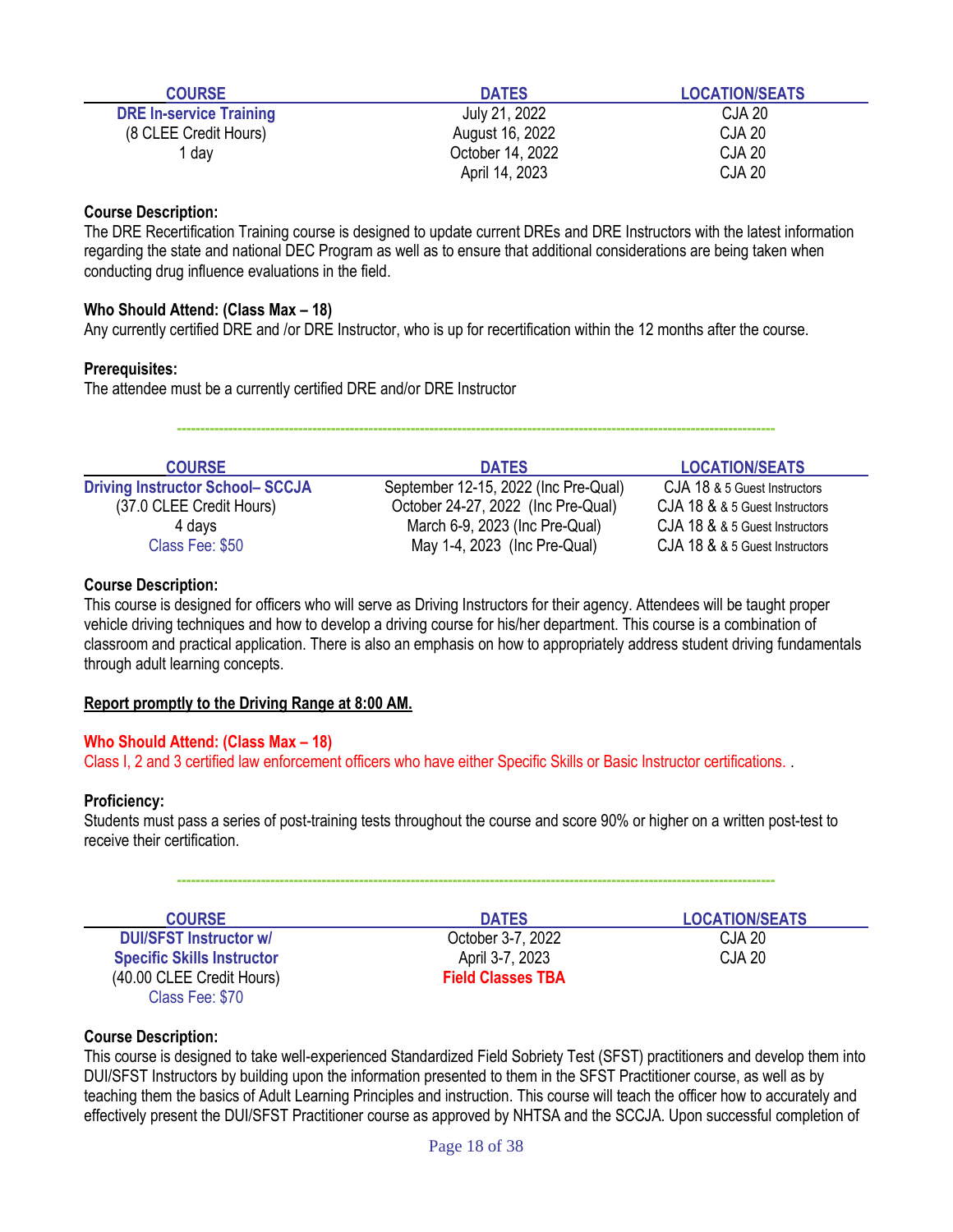| COURSE | DATES | LOCATION/SEATS |
|---|---|---|
| **DRE In-service Training** | July 21, 2022 | CJA 20 |
| (8 CLEE Credit Hours) | August 16, 2022 | CJA 20 |
| 1 day | October 14, 2022 | CJA 20 |
| | April 14, 2023 | CJA 20 |

**Course Description:**
The DRE Recertification Training course is designed to update current DREs and DRE Instructors with the latest information regarding the state and national DEC Program as well as to ensure that additional considerations are being taken when conducting drug influence evaluations in the field.

**Who Should Attend: (Class Max – 18)**
Any currently certified DRE and /or DRE Instructor, who is up for recertification within the 12 months after the course.

**Prerequisites:**
The attendee must be a currently certified DRE and/or DRE Instructor

---

| COURSE | DATES | LOCATION/SEATS |
|---|---|---|
| **Driving Instructor School– SCCJA** | September 12-15, 2022 (Inc Pre-Qual) | CJA 18 & 5 Guest Instructors |
| (37.0 CLEE Credit Hours) | October 24-27, 2022 (Inc Pre-Qual) | CJA 18 & & 5 Guest Instructors |
| 4 days | March 6-9, 2023 (Inc Pre-Qual) | CJA 18 & & 5 Guest Instructors |
| Class Fee: $50 | May 1-4, 2023 (Inc Pre-Qual) | CJA 18 & & 5 Guest Instructors |

**Course Description:**
This course is designed for officers who will serve as Driving Instructors for their agency. Attendees will be taught proper vehicle driving techniques and how to develop a driving course for his/her department. This course is a combination of classroom and practical application. There is also an emphasis on how to appropriately address student driving fundamentals through adult learning concepts.

**Report promptly to the Driving Range at 8:00 AM.**

**Who Should Attend: (Class Max – 18)**
Class I, 2 and 3 certified law enforcement officers who have either Specific Skills or Basic Instructor certifications. .

**Proficiency:**
Students must pass a series of post-training tests throughout the course and score 90% or higher on a written post-test to receive their certification.

---

| COURSE | DATES | LOCATION/SEATS |
|---|---|---|
| **DUI/SFST Instructor w/ Specific Skills Instructor** | October 3-7, 2022 | CJA 20 |
| (40.00 CLEE Credit Hours) | April 3-7, 2023 | CJA 20 |
| Class Fee: $70 | **Field Classes TBA** | |

**Course Description:**
This course is designed to take well-experienced Standardized Field Sobriety Test (SFST) practitioners and develop them into DUI/SFST Instructors by building upon the information presented to them in the SFST Practitioner course, as well as by teaching them the basics of Adult Learning Principles and instruction. This course will teach the officer how to accurately and effectively present the DUI/SFST Practitioner course as approved by NHTSA and the SCCJA. Upon successful completion of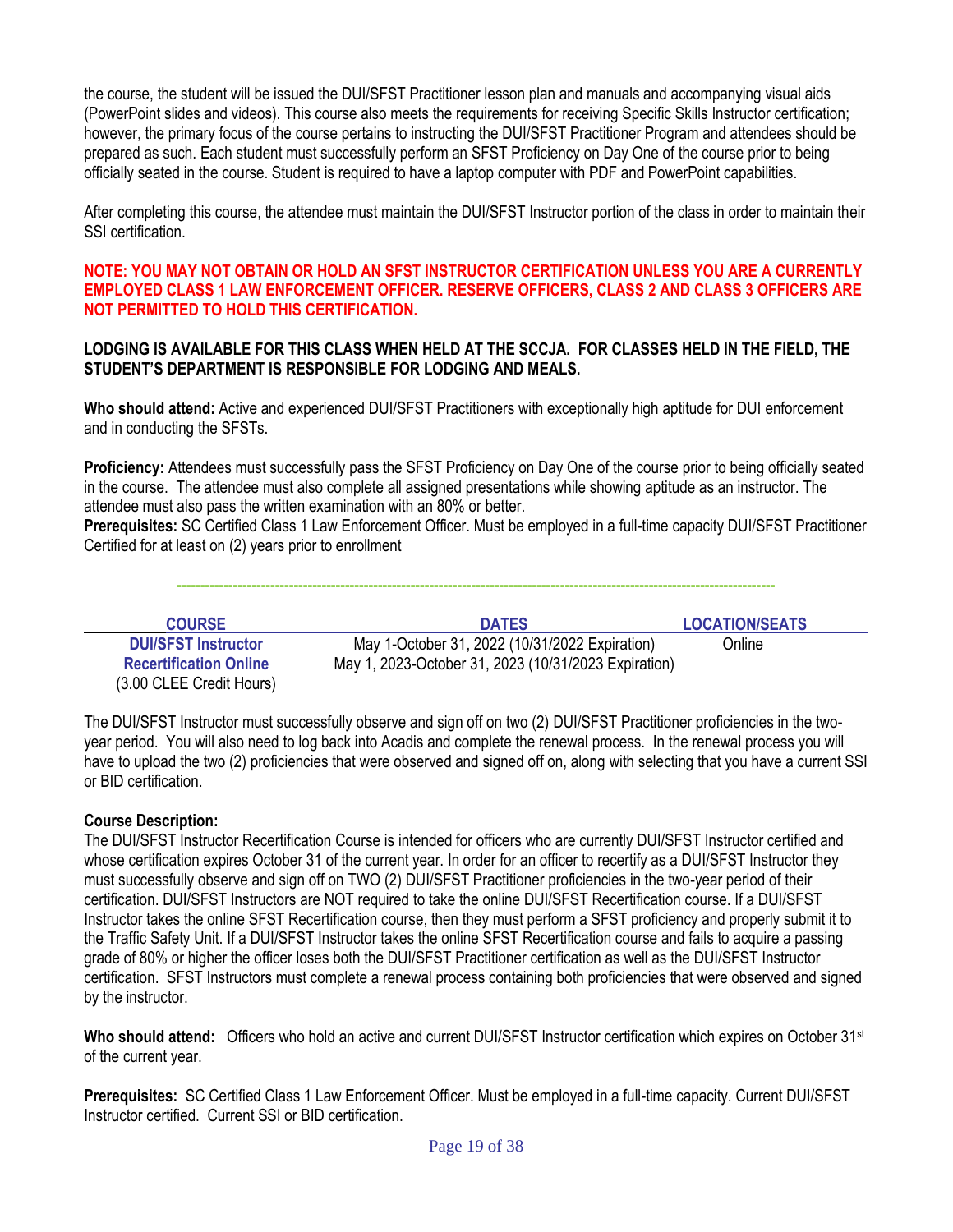the course, the student will be issued the DUI/SFST Practitioner lesson plan and manuals and accompanying visual aids (PowerPoint slides and videos). This course also meets the requirements for receiving Specific Skills Instructor certification; however, the primary focus of the course pertains to instructing the DUI/SFST Practitioner Program and attendees should be prepared as such. Each student must successfully perform an SFST Proficiency on Day One of the course prior to being officially seated in the course. Student is required to have a laptop computer with PDF and PowerPoint capabilities.

After completing this course, the attendee must maintain the DUI/SFST Instructor portion of the class in order to maintain their SSI certification.

**NOTE: YOU MAY NOT OBTAIN OR HOLD AN SFST INSTRUCTOR CERTIFICATION UNLESS YOU ARE A CURRENTLY EMPLOYED CLASS 1 LAW ENFORCEMENT OFFICER. RESERVE OFFICERS, CLASS 2 AND CLASS 3 OFFICERS ARE NOT PERMITTED TO HOLD THIS CERTIFICATION.**

**LODGING IS AVAILABLE FOR THIS CLASS WHEN HELD AT THE SCCJA. FOR CLASSES HELD IN THE FIELD, THE STUDENT'S DEPARTMENT IS RESPONSIBLE FOR LODGING AND MEALS.**

**Who should attend:** Active and experienced DUI/SFST Practitioners with exceptionally high aptitude for DUI enforcement and in conducting the SFSTs.

**Proficiency:** Attendees must successfully pass the SFST Proficiency on Day One of the course prior to being officially seated in the course. The attendee must also complete all assigned presentations while showing aptitude as an instructor. The attendee must also pass the written examination with an 80% or better.

**Prerequisites:** SC Certified Class 1 Law Enforcement Officer. Must be employed in a full-time capacity DUI/SFST Practitioner Certified for at least on (2) years prior to enrollment

---

| COURSE | DATES | LOCATION/SEATS |
|---|---|---|
| **DUI/SFST Instructor Recertification Online** (3.00 CLEE Credit Hours) | May 1-October 31, 2022 (10/31/2022 Expiration)<br>May 1, 2023-October 31, 2023 (10/31/2023 Expiration) | Online |

The DUI/SFST Instructor must successfully observe and sign off on two (2) DUI/SFST Practitioner proficiencies in the two-year period. You will also need to log back into Acadis and complete the renewal process. In the renewal process you will have to upload the two (2) proficiencies that were observed and signed off on, along with selecting that you have a current SSI or BID certification.

**Course Description:**
The DUI/SFST Instructor Recertification Course is intended for officers who are currently DUI/SFST Instructor certified and whose certification expires October 31 of the current year. In order for an officer to recertify as a DUI/SFST Instructor they must successfully observe and sign off on TWO (2) DUI/SFST Practitioner proficiencies in the two-year period of their certification. DUI/SFST Instructors are NOT required to take the online DUI/SFST Recertification course. If a DUI/SFST Instructor takes the online SFST Recertification course, then they must perform a SFST proficiency and properly submit it to the Traffic Safety Unit. If a DUI/SFST Instructor takes the online SFST Recertification course and fails to acquire a passing grade of 80% or higher the officer loses both the DUI/SFST Practitioner certification as well as the DUI/SFST Instructor certification. SFST Instructors must complete a renewal process containing both proficiencies that were observed and signed by the instructor.

**Who should attend:** Officers who hold an active and current DUI/SFST Instructor certification which expires on October 31st of the current year.

**Prerequisites:** SC Certified Class 1 Law Enforcement Officer. Must be employed in a full-time capacity. Current DUI/SFST Instructor certified. Current SSI or BID certification.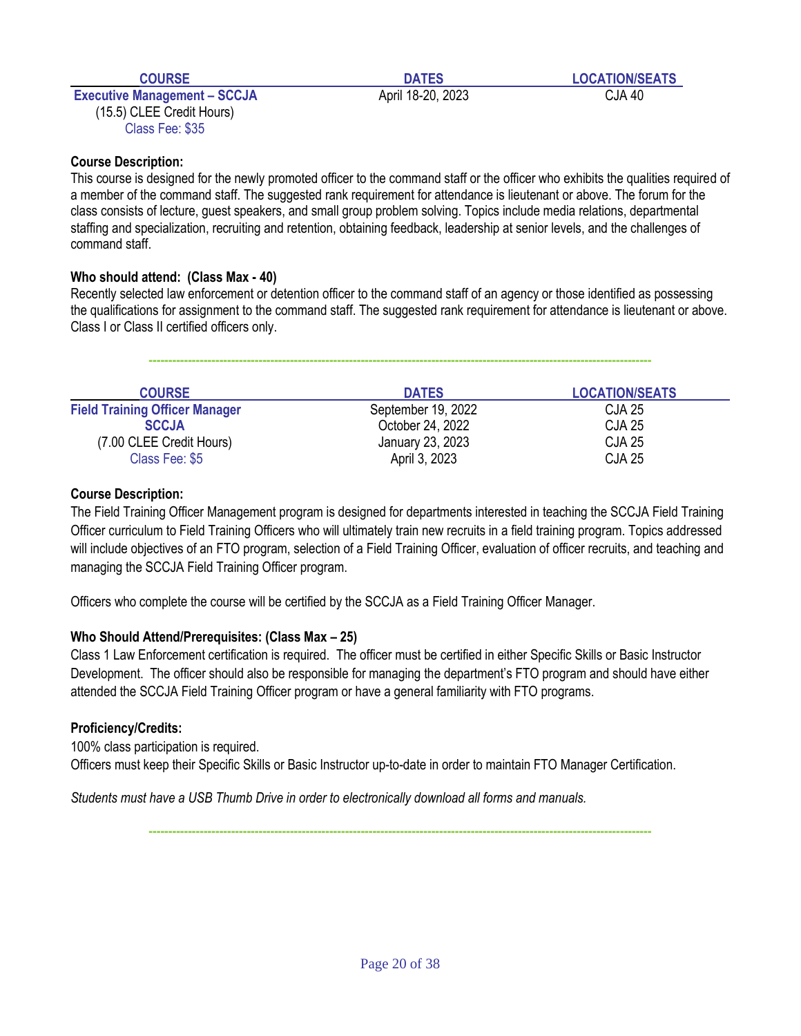| COURSE | DATES | LOCATION/SEATS |
|---|---|---|
| **Executive Management – SCCJA** (15.5) CLEE Credit Hours) Class Fee: $35 | April 18-20, 2023 | CJA 40 |

**Course Description:**
This course is designed for the newly promoted officer to the command staff or the officer who exhibits the qualities required of a member of the command staff. The suggested rank requirement for attendance is lieutenant or above. The forum for the class consists of lecture, guest speakers, and small group problem solving. Topics include media relations, departmental staffing and specialization, recruiting and retention, obtaining feedback, leadership at senior levels, and the challenges of command staff.

**Who should attend: (Class Max - 40)**
Recently selected law enforcement or detention officer to the command staff of an agency or those identified as possessing the qualifications for assignment to the command staff. The suggested rank requirement for attendance is lieutenant or above. Class I or Class II certified officers only.

---

| COURSE | DATES | LOCATION/SEATS |
|---|---|---|
| **Field Training Officer Manager SCCJA** | September 19, 2022 | CJA 25 |
| (7.00 CLEE Credit Hours) | October 24, 2022 | CJA 25 |
| Class Fee: $5 | January 23, 2023 | CJA 25 |
| | April 3, 2023 | CJA 25 |

**Course Description:**
The Field Training Officer Management program is designed for departments interested in teaching the SCCJA Field Training Officer curriculum to Field Training Officers who will ultimately train new recruits in a field training program. Topics addressed will include objectives of an FTO program, selection of a Field Training Officer, evaluation of officer recruits, and teaching and managing the SCCJA Field Training Officer program.

Officers who complete the course will be certified by the SCCJA as a Field Training Officer Manager.

**Who Should Attend/Prerequisites: (Class Max – 25)**
Class 1 Law Enforcement certification is required. The officer must be certified in either Specific Skills or Basic Instructor Development. The officer should also be responsible for managing the department's FTO program and should have either attended the SCCJA Field Training Officer program or have a general familiarity with FTO programs.

**Proficiency/Credits:**
100% class participation is required.
Officers must keep their Specific Skills or Basic Instructor up-to-date in order to maintain FTO Manager Certification.

*Students must have a USB Thumb Drive in order to electronically download all forms and manuals.*

---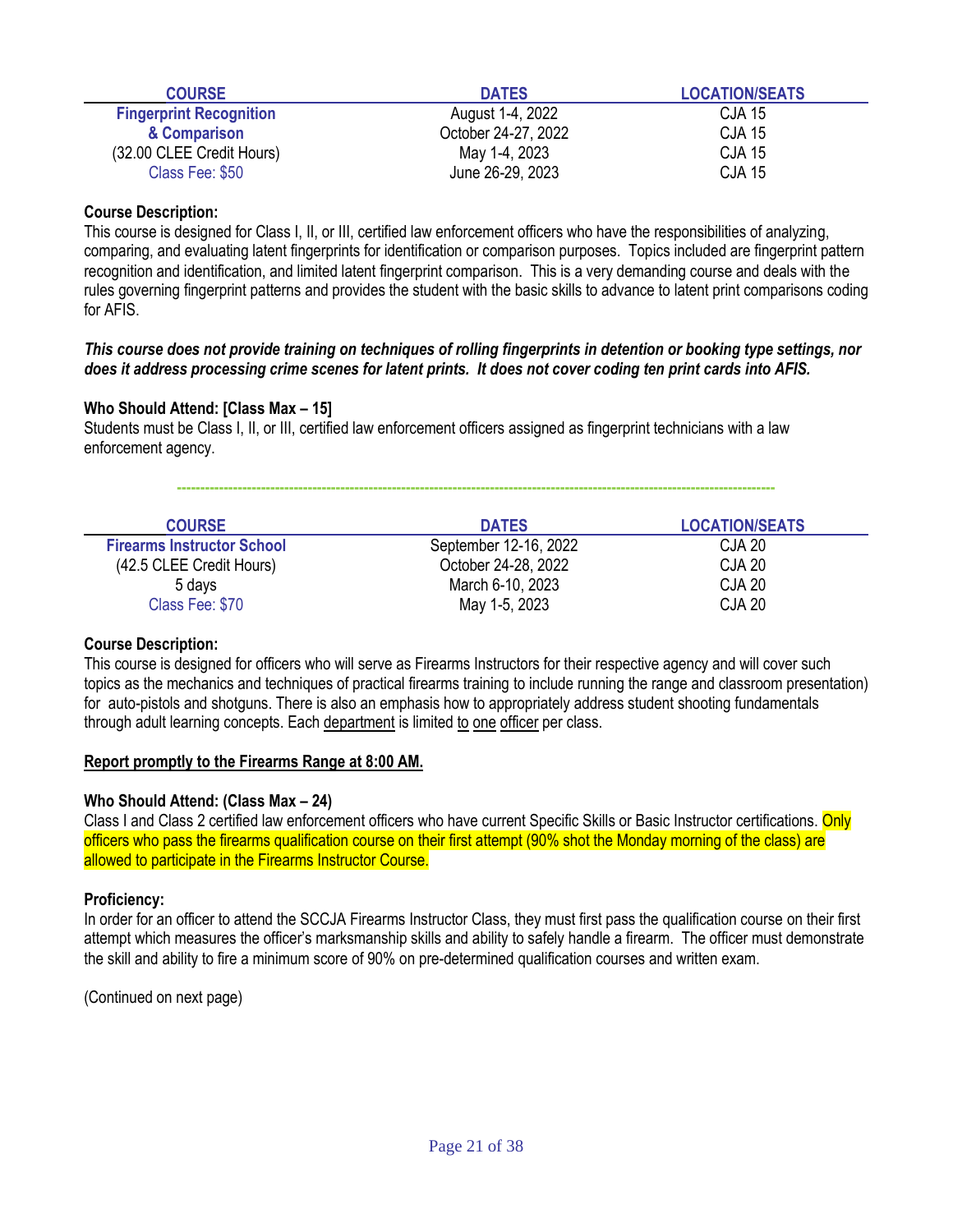| COURSE | DATES | LOCATION/SEATS |
|---|---|---|
| **Fingerprint Recognition** | August 1-4, 2022 | CJA 15 |
| **& Comparison** | October 24-27, 2022 | CJA 15 |
| (32.00 CLEE Credit Hours) | May 1-4, 2023 | CJA 15 |
| Class Fee: $50 | June 26-29, 2023 | CJA 15 |

**Course Description:**
This course is designed for Class I, II, or III, certified law enforcement officers who have the responsibilities of analyzing, comparing, and evaluating latent fingerprints for identification or comparison purposes. Topics included are fingerprint pattern recognition and identification, and limited latent fingerprint comparison. This is a very demanding course and deals with the rules governing fingerprint patterns and provides the student with the basic skills to advance to latent print comparisons coding for AFIS.

***This course does not provide training on techniques of rolling fingerprints in detention or booking type settings, nor does it address processing crime scenes for latent prints. It does not cover coding ten print cards into AFIS.***

**Who Should Attend: [Class Max – 15]**
Students must be Class I, II, or III, certified law enforcement officers assigned as fingerprint technicians with a law enforcement agency.

---

| COURSE | DATES | LOCATION/SEATS |
|---|---|---|
| **Firearms Instructor School** | September 12-16, 2022 | CJA 20 |
| (42.5 CLEE Credit Hours) | October 24-28, 2022 | CJA 20 |
| 5 days | March 6-10, 2023 | CJA 20 |
| Class Fee: $70 | May 1-5, 2023 | CJA 20 |

**Course Description:**
This course is designed for officers who will serve as Firearms Instructors for their respective agency and will cover such topics as the mechanics and techniques of practical firearms training to include running the range and classroom presentation) for auto-pistols and shotguns. There is also an emphasis how to appropriately address student shooting fundamentals through adult learning concepts. Each department is limited to one officer per class.

**Report promptly to the Firearms Range at 8:00 AM.**

**Who Should Attend: (Class Max – 24)**
Class I and Class 2 certified law enforcement officers who have current Specific Skills or Basic Instructor certifications. Only officers who pass the firearms qualification course on their first attempt (90% shot the Monday morning of the class) are allowed to participate in the Firearms Instructor Course.

**Proficiency:**
In order for an officer to attend the SCCJA Firearms Instructor Class, they must first pass the qualification course on their first attempt which measures the officer's marksmanship skills and ability to safely handle a firearm. The officer must demonstrate the skill and ability to fire a minimum score of 90% on pre-determined qualification courses and written exam.

(Continued on next page)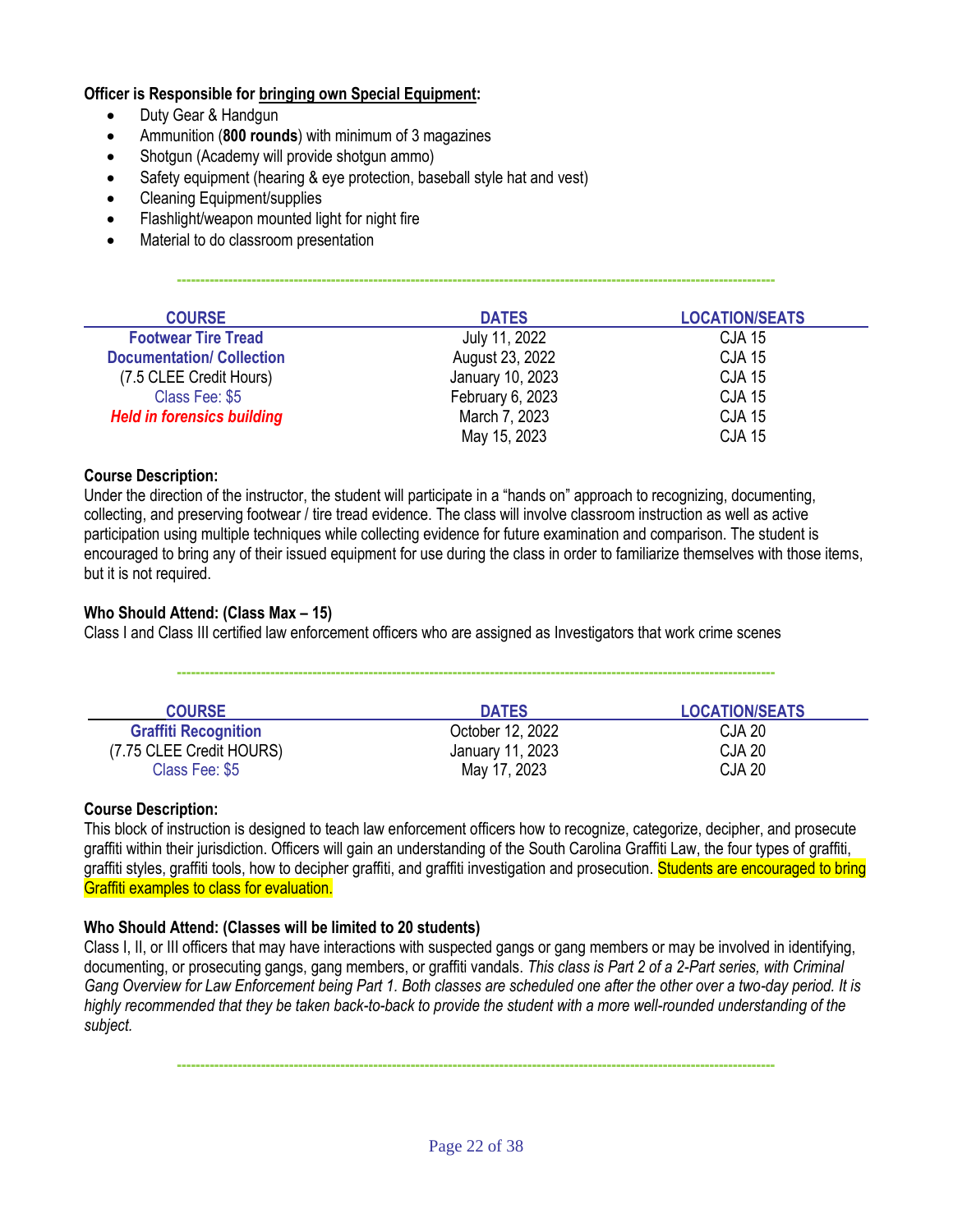**Officer is Responsible for bringing own Special Equipment:**

- Duty Gear & Handgun
- Ammunition (**800 rounds**) with minimum of 3 magazines
- Shotgun (Academy will provide shotgun ammo)
- Safety equipment (hearing & eye protection, baseball style hat and vest)
- Cleaning Equipment/supplies
- Flashlight/weapon mounted light for night fire
- Material to do classroom presentation

---

| COURSE | DATES | LOCATION/SEATS |
|---|---|---|
| **Footwear Tire Tread** | July 11, 2022 | CJA 15 |
| **Documentation/ Collection** | August 23, 2022 | CJA 15 |
| (7.5 CLEE Credit Hours) | January 10, 2023 | CJA 15 |
| Class Fee: $5 | February 6, 2023 | CJA 15 |
| ***Held in forensics building*** | March 7, 2023 | CJA 15 |
| | May 15, 2023 | CJA 15 |

**Course Description:**
Under the direction of the instructor, the student will participate in a "hands on" approach to recognizing, documenting, collecting, and preserving footwear / tire tread evidence. The class will involve classroom instruction as well as active participation using multiple techniques while collecting evidence for future examination and comparison. The student is encouraged to bring any of their issued equipment for use during the class in order to familiarize themselves with those items, but it is not required.

**Who Should Attend: (Class Max – 15)**
Class I and Class III certified law enforcement officers who are assigned as Investigators that work crime scenes

---

| COURSE | DATES | LOCATION/SEATS |
|---|---|---|
| **Graffiti Recognition** | October 12, 2022 | CJA 20 |
| (7.75 CLEE Credit HOURS) | January 11, 2023 | CJA 20 |
| Class Fee: $5 | May 17, 2023 | CJA 20 |

**Course Description:**
This block of instruction is designed to teach law enforcement officers how to recognize, categorize, decipher, and prosecute graffiti within their jurisdiction. Officers will gain an understanding of the South Carolina Graffiti Law, the four types of graffiti, graffiti styles, graffiti tools, how to decipher graffiti, and graffiti investigation and prosecution. Students are encouraged to bring Graffiti examples to class for evaluation.

**Who Should Attend: (Classes will be limited to 20 students)**
Class I, II, or III officers that may have interactions with suspected gangs or gang members or may be involved in identifying, documenting, or prosecuting gangs, gang members, or graffiti vandals. *This class is Part 2 of a 2-Part series, with Criminal Gang Overview for Law Enforcement being Part 1. Both classes are scheduled one after the other over a two-day period. It is highly recommended that they be taken back-to-back to provide the student with a more well-rounded understanding of the subject.*

---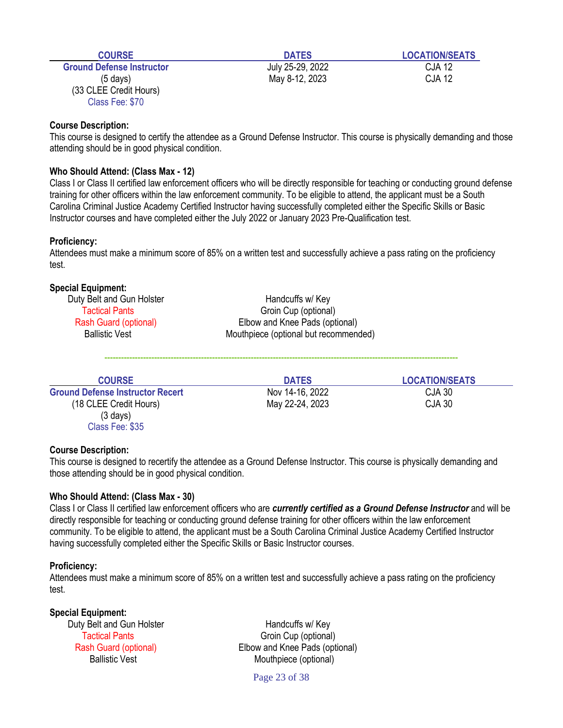| COURSE | DATES | LOCATION/SEATS |
|---|---|---|
| **Ground Defense Instructor** | July 25-29, 2022 | CJA 12 |
| (5 days) | May 8-12, 2023 | CJA 12 |
| (33 CLEE Credit Hours) | | |
| Class Fee: $70 | | |

**Course Description:**
This course is designed to certify the attendee as a Ground Defense Instructor. This course is physically demanding and those attending should be in good physical condition.

**Who Should Attend: (Class Max - 12)**
Class I or Class II certified law enforcement officers who will be directly responsible for teaching or conducting ground defense training for other officers within the law enforcement community. To be eligible to attend, the applicant must be a South Carolina Criminal Justice Academy Certified Instructor having successfully completed either the Specific Skills or Basic Instructor courses and have completed either the July 2022 or January 2023 Pre-Qualification test.

**Proficiency:**
Attendees must make a minimum score of 85% on a written test and successfully achieve a pass rating on the proficiency test.

**Special Equipment:**

| | |
|---|---|
| Duty Belt and Gun Holster | Handcuffs w/ Key |
| Tactical Pants | Groin Cup (optional) |
| Rash Guard (optional) | Elbow and Knee Pads (optional) |
| Ballistic Vest | Mouthpiece (optional but recommended) |

---

| COURSE | DATES | LOCATION/SEATS |
|---|---|---|
| **Ground Defense Instructor Recert** | Nov 14-16, 2022 | CJA 30 |
| (18 CLEE Credit Hours) | May 22-24, 2023 | CJA 30 |
| (3 days) | | |
| Class Fee: $35 | | |

**Course Description:**
This course is designed to recertify the attendee as a Ground Defense Instructor. This course is physically demanding and those attending should be in good physical condition.

**Who Should Attend: (Class Max - 30)**
Class I or Class II certified law enforcement officers who are ***currently certified as a Ground Defense Instructor*** and will be directly responsible for teaching or conducting ground defense training for other officers within the law enforcement community. To be eligible to attend, the applicant must be a South Carolina Criminal Justice Academy Certified Instructor having successfully completed either the Specific Skills or Basic Instructor courses.

**Proficiency:**
Attendees must make a minimum score of 85% on a written test and successfully achieve a pass rating on the proficiency test.

**Special Equipment:**

| | |
|---|---|
| Duty Belt and Gun Holster | Handcuffs w/ Key |
| Tactical Pants | Groin Cup (optional) |
| Rash Guard (optional) | Elbow and Knee Pads (optional) |
| Ballistic Vest | Mouthpiece (optional) |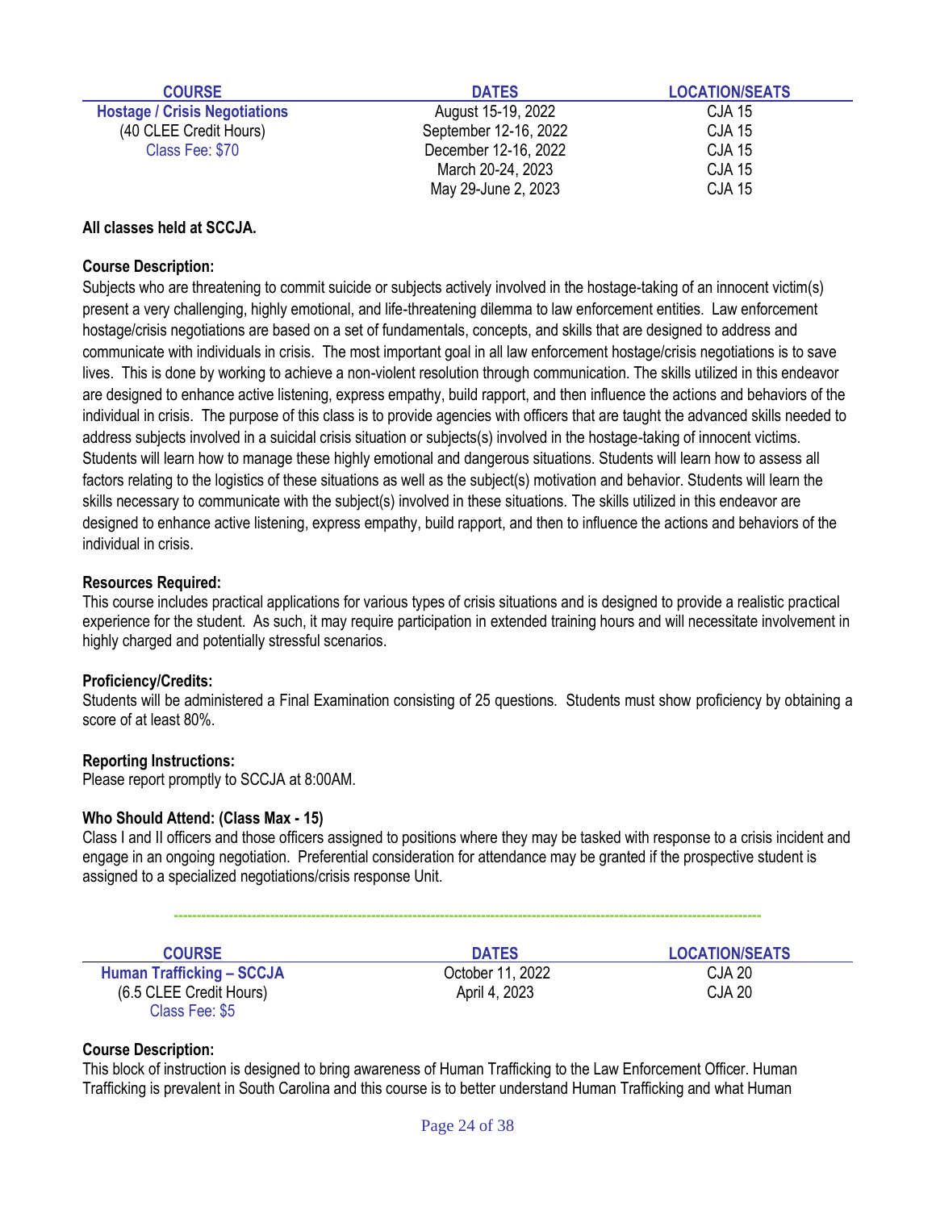| COURSE | DATES | LOCATION/SEATS |
|---|---|---|
| **Hostage / Crisis Negotiations** | August 15-19, 2022 | CJA 15 |
| (40 CLEE Credit Hours) | September 12-16, 2022 | CJA 15 |
| Class Fee: $70 | December 12-16, 2022 | CJA 15 |
| | March 20-24, 2023 | CJA 15 |
| | May 29-June 2, 2023 | CJA 15 |

**All classes held at SCCJA.**

**Course Description:**
Subjects who are threatening to commit suicide or subjects actively involved in the hostage-taking of an innocent victim(s) present a very challenging, highly emotional, and life-threatening dilemma to law enforcement entities. Law enforcement hostage/crisis negotiations are based on a set of fundamentals, concepts, and skills that are designed to address and communicate with individuals in crisis. The most important goal in all law enforcement hostage/crisis negotiations is to save lives. This is done by working to achieve a non-violent resolution through communication. The skills utilized in this endeavor are designed to enhance active listening, express empathy, build rapport, and then influence the actions and behaviors of the individual in crisis. The purpose of this class is to provide agencies with officers that are taught the advanced skills needed to address subjects involved in a suicidal crisis situation or subjects(s) involved in the hostage-taking of innocent victims. Students will learn how to manage these highly emotional and dangerous situations. Students will learn how to assess all factors relating to the logistics of these situations as well as the subject(s) motivation and behavior. Students will learn the skills necessary to communicate with the subject(s) involved in these situations. The skills utilized in this endeavor are designed to enhance active listening, express empathy, build rapport, and then to influence the actions and behaviors of the individual in crisis.

**Resources Required:**
This course includes practical applications for various types of crisis situations and is designed to provide a realistic practical experience for the student. As such, it may require participation in extended training hours and will necessitate involvement in highly charged and potentially stressful scenarios.

**Proficiency/Credits:**
Students will be administered a Final Examination consisting of 25 questions. Students must show proficiency by obtaining a score of at least 80%.

**Reporting Instructions:**
Please report promptly to SCCJA at 8:00AM.

**Who Should Attend: (Class Max - 15)**
Class I and II officers and those officers assigned to positions where they may be tasked with response to a crisis incident and engage in an ongoing negotiation. Preferential consideration for attendance may be granted if the prospective student is assigned to a specialized negotiations/crisis response Unit.

---

| COURSE | DATES | LOCATION/SEATS |
|---|---|---|
| **Human Trafficking – SCCJA** | October 11, 2022 | CJA 20 |
| (6.5 CLEE Credit Hours) | April 4, 2023 | CJA 20 |
| Class Fee: $5 | | |

**Course Description:**
This block of instruction is designed to bring awareness of Human Trafficking to the Law Enforcement Officer. Human Trafficking is prevalent in South Carolina and this course is to better understand Human Trafficking and what Human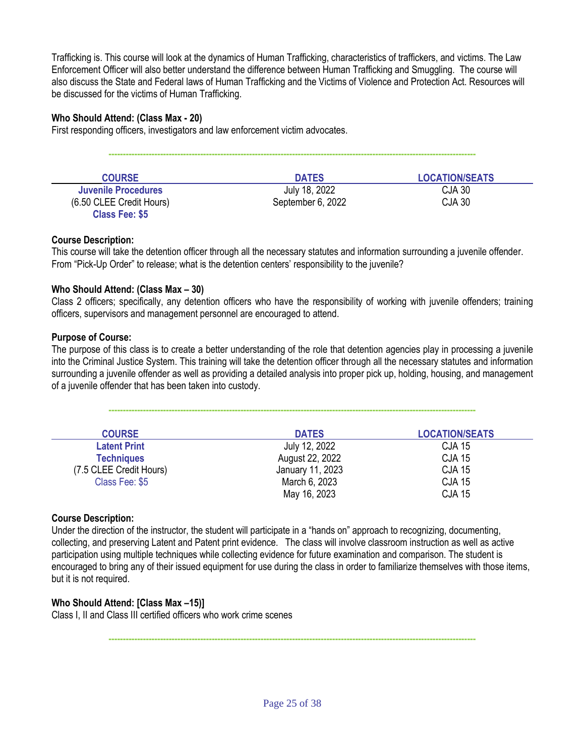Trafficking is. This course will look at the dynamics of Human Trafficking, characteristics of traffickers, and victims. The Law Enforcement Officer will also better understand the difference between Human Trafficking and Smuggling. The course will also discuss the State and Federal laws of Human Trafficking and the Victims of Violence and Protection Act. Resources will be discussed for the victims of Human Trafficking.

**Who Should Attend: (Class Max - 20)**
First responding officers, investigators and law enforcement victim advocates.

---

| COURSE | DATES | LOCATION/SEATS |
|---|---|---|
| **Juvenile Procedures** | July 18, 2022 | CJA 30 |
| (6.50 CLEE Credit Hours) | September 6, 2022 | CJA 30 |
| **Class Fee: $5** | | |

**Course Description:**
This course will take the detention officer through all the necessary statutes and information surrounding a juvenile offender. From "Pick-Up Order" to release; what is the detention centers' responsibility to the juvenile?

**Who Should Attend: (Class Max – 30)**
Class 2 officers; specifically, any detention officers who have the responsibility of working with juvenile offenders; training officers, supervisors and management personnel are encouraged to attend.

**Purpose of Course:**
The purpose of this class is to create a better understanding of the role that detention agencies play in processing a juvenile into the Criminal Justice System. This training will take the detention officer through all the necessary statutes and information surrounding a juvenile offender as well as providing a detailed analysis into proper pick up, holding, housing, and management of a juvenile offender that has been taken into custody.

---

| COURSE | DATES | LOCATION/SEATS |
|---|---|---|
| **Latent Print** | July 12, 2022 | CJA 15 |
| **Techniques** | August 22, 2022 | CJA 15 |
| (7.5 CLEE Credit Hours) | January 11, 2023 | CJA 15 |
| Class Fee: $5 | March 6, 2023 | CJA 15 |
| | May 16, 2023 | CJA 15 |

**Course Description:**
Under the direction of the instructor, the student will participate in a "hands on" approach to recognizing, documenting, collecting, and preserving Latent and Patent print evidence. The class will involve classroom instruction as well as active participation using multiple techniques while collecting evidence for future examination and comparison. The student is encouraged to bring any of their issued equipment for use during the class in order to familiarize themselves with those items, but it is not required.

**Who Should Attend: [Class Max –15)]**
Class I, II and Class III certified officers who work crime scenes

---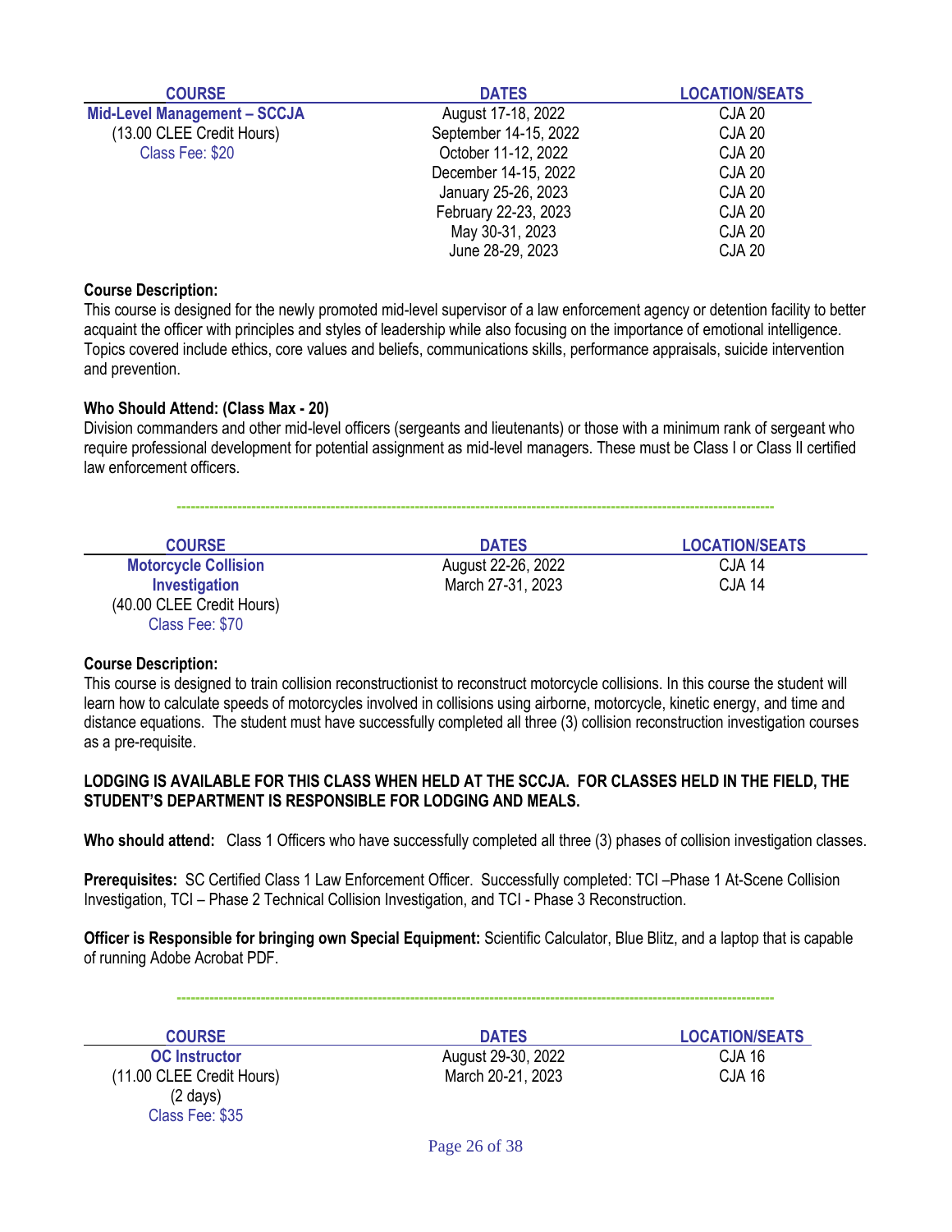| COURSE | DATES | LOCATION/SEATS |
|---|---|---|
| **Mid-Level Management – SCCJA** | August 17-18, 2022 | CJA 20 |
| (13.00 CLEE Credit Hours) | September 14-15, 2022 | CJA 20 |
| Class Fee: $20 | October 11-12, 2022 | CJA 20 |
| | December 14-15, 2022 | CJA 20 |
| | January 25-26, 2023 | CJA 20 |
| | February 22-23, 2023 | CJA 20 |
| | May 30-31, 2023 | CJA 20 |
| | June 28-29, 2023 | CJA 20 |

**Course Description:**
This course is designed for the newly promoted mid-level supervisor of a law enforcement agency or detention facility to better acquaint the officer with principles and styles of leadership while also focusing on the importance of emotional intelligence. Topics covered include ethics, core values and beliefs, communications skills, performance appraisals, suicide intervention and prevention.

**Who Should Attend: (Class Max - 20)**
Division commanders and other mid-level officers (sergeants and lieutenants) or those with a minimum rank of sergeant who require professional development for potential assignment as mid-level managers. These must be Class I or Class II certified law enforcement officers.

---

| COURSE | DATES | LOCATION/SEATS |
|---|---|---|
| **Motorcycle Collision Investigation** | August 22-26, 2022 | CJA 14 |
| (40.00 CLEE Credit Hours) | March 27-31, 2023 | CJA 14 |
| Class Fee: $70 | | |

**Course Description:**
This course is designed to train collision reconstructionist to reconstruct motorcycle collisions. In this course the student will learn how to calculate speeds of motorcycles involved in collisions using airborne, motorcycle, kinetic energy, and time and distance equations. The student must have successfully completed all three (3) collision reconstruction investigation courses as a pre-requisite.

**LODGING IS AVAILABLE FOR THIS CLASS WHEN HELD AT THE SCCJA. FOR CLASSES HELD IN THE FIELD, THE STUDENT'S DEPARTMENT IS RESPONSIBLE FOR LODGING AND MEALS.**

**Who should attend:** Class 1 Officers who have successfully completed all three (3) phases of collision investigation classes.

**Prerequisites:** SC Certified Class 1 Law Enforcement Officer. Successfully completed: TCI –Phase 1 At-Scene Collision Investigation, TCI – Phase 2 Technical Collision Investigation, and TCI - Phase 3 Reconstruction.

**Officer is Responsible for bringing own Special Equipment:** Scientific Calculator, Blue Blitz, and a laptop that is capable of running Adobe Acrobat PDF.

---

| COURSE | DATES | LOCATION/SEATS |
|---|---|---|
| **OC Instructor** | August 29-30, 2022 | CJA 16 |
| (11.00 CLEE Credit Hours) | March 20-21, 2023 | CJA 16 |
| (2 days) | | |
| Class Fee: $35 | | |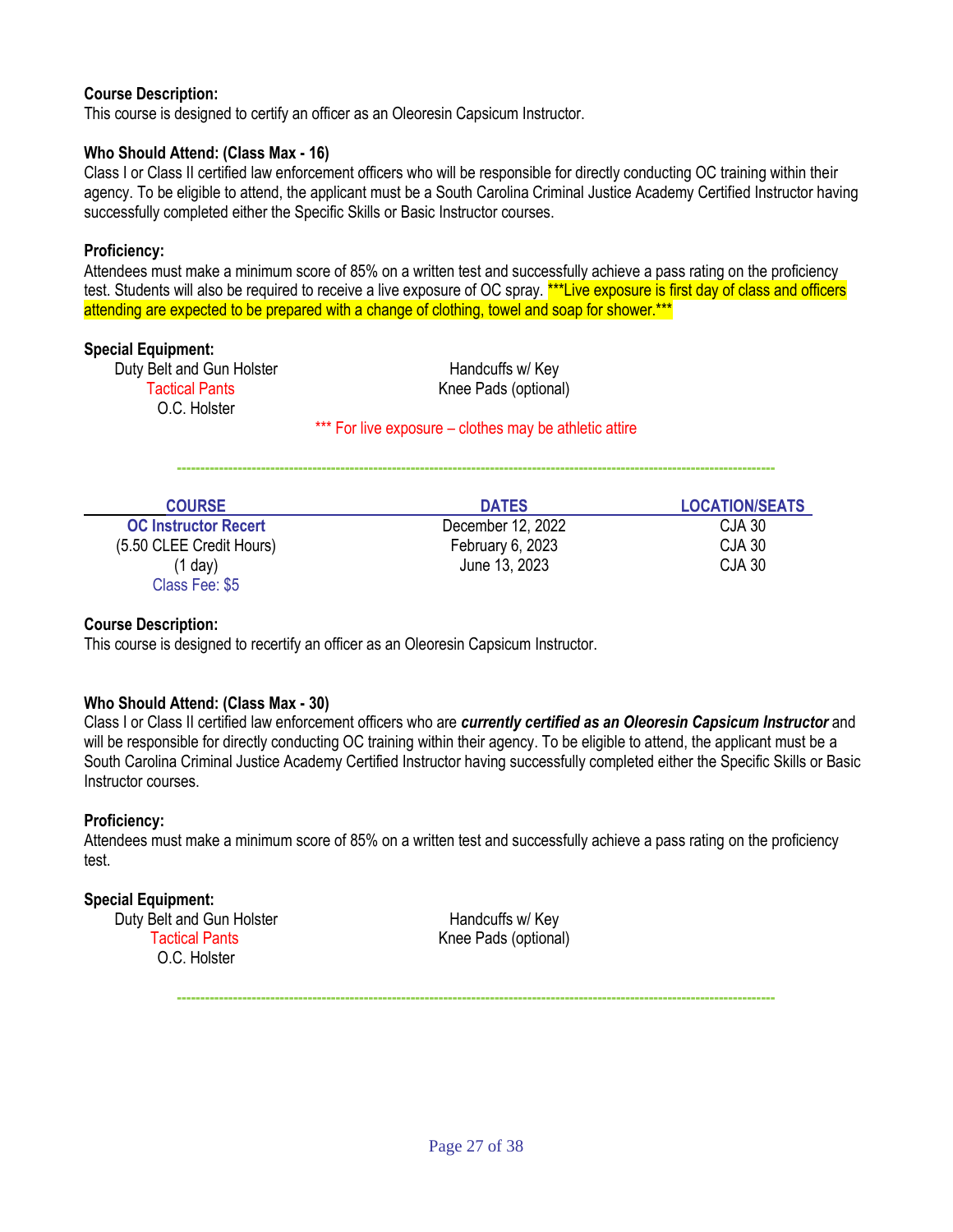**Course Description:**
This course is designed to certify an officer as an Oleoresin Capsicum Instructor.

**Who Should Attend: (Class Max - 16)**
Class I or Class II certified law enforcement officers who will be responsible for directly conducting OC training within their agency. To be eligible to attend, the applicant must be a South Carolina Criminal Justice Academy Certified Instructor having successfully completed either the Specific Skills or Basic Instructor courses.

**Proficiency:**
Attendees must make a minimum score of 85% on a written test and successfully achieve a pass rating on the proficiency test. Students will also be required to receive a live exposure of OC spray. ***Live exposure is first day of class and officers attending are expected to be prepared with a change of clothing, towel and soap for shower.***

**Special Equipment:**

- Duty Belt and Gun Holster
- Tactical Pants
- O.C. Holster
- Handcuffs w/ Key
- Knee Pads (optional)

*** For live exposure – clothes may be athletic attire

---

| COURSE | DATES | LOCATION/SEATS |
|---|---|---|
| **OC Instructor Recert** | December 12, 2022 | CJA 30 |
| (5.50 CLEE Credit Hours) | February 6, 2023 | CJA 30 |
| (1 day) | June 13, 2023 | CJA 30 |
| Class Fee: $5 | | |

**Course Description:**
This course is designed to recertify an officer as an Oleoresin Capsicum Instructor.

**Who Should Attend: (Class Max - 30)**
Class I or Class II certified law enforcement officers who are ***currently certified as an Oleoresin Capsicum Instructor*** and will be responsible for directly conducting OC training within their agency. To be eligible to attend, the applicant must be a South Carolina Criminal Justice Academy Certified Instructor having successfully completed either the Specific Skills or Basic Instructor courses.

**Proficiency:**
Attendees must make a minimum score of 85% on a written test and successfully achieve a pass rating on the proficiency test.

**Special Equipment:**

- Duty Belt and Gun Holster
- Tactical Pants
- O.C. Holster
- Handcuffs w/ Key
- Knee Pads (optional)

---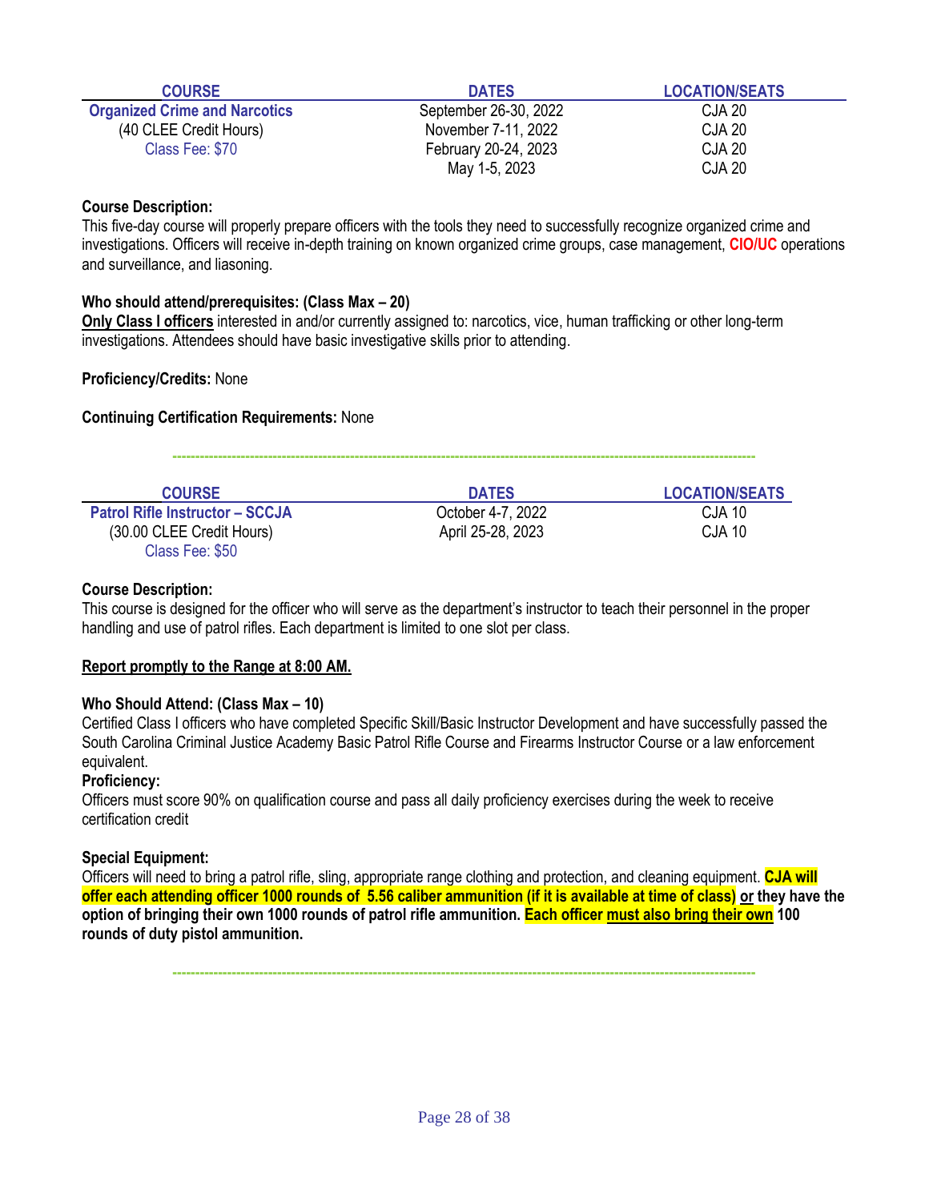| COURSE | DATES | LOCATION/SEATS |
|---|---|---|
| **Organized Crime and Narcotics** | September 26-30, 2022 | CJA 20 |
| (40 CLEE Credit Hours) | November 7-11, 2022 | CJA 20 |
| Class Fee: $70 | February 20-24, 2023 | CJA 20 |
| | May 1-5, 2023 | CJA 20 |

**Course Description:**
This five-day course will properly prepare officers with the tools they need to successfully recognize organized crime and investigations. Officers will receive in-depth training on known organized crime groups, case management, **CIO/UC** operations and surveillance, and liasoning.

**Who should attend/prerequisites: (Class Max – 20)**
**Only Class I officers** interested in and/or currently assigned to: narcotics, vice, human trafficking or other long-term investigations. Attendees should have basic investigative skills prior to attending.

**Proficiency/Credits:** None

**Continuing Certification Requirements:** None

---

| COURSE | DATES | LOCATION/SEATS |
|---|---|---|
| **Patrol Rifle Instructor – SCCJA** | October 4-7, 2022 | CJA 10 |
| (30.00 CLEE Credit Hours) | April 25-28, 2023 | CJA 10 |
| Class Fee: $50 | | |

**Course Description:**
This course is designed for the officer who will serve as the department's instructor to teach their personnel in the proper handling and use of patrol rifles. Each department is limited to one slot per class.

**Report promptly to the Range at 8:00 AM.**

**Who Should Attend: (Class Max – 10)**
Certified Class I officers who have completed Specific Skill/Basic Instructor Development and have successfully passed the South Carolina Criminal Justice Academy Basic Patrol Rifle Course and Firearms Instructor Course or a law enforcement equivalent.

**Proficiency:**
Officers must score 90% on qualification course and pass all daily proficiency exercises during the week to receive certification credit

**Special Equipment:**
Officers will need to bring a patrol rifle, sling, appropriate range clothing and protection, and cleaning equipment. **CJA will offer each attending officer 1000 rounds of 5.56 caliber ammunition (if it is available at time of class) or they have the option of bringing their own 1000 rounds of patrol rifle ammunition. Each officer must also bring their own 100 rounds of duty pistol ammunition.**

---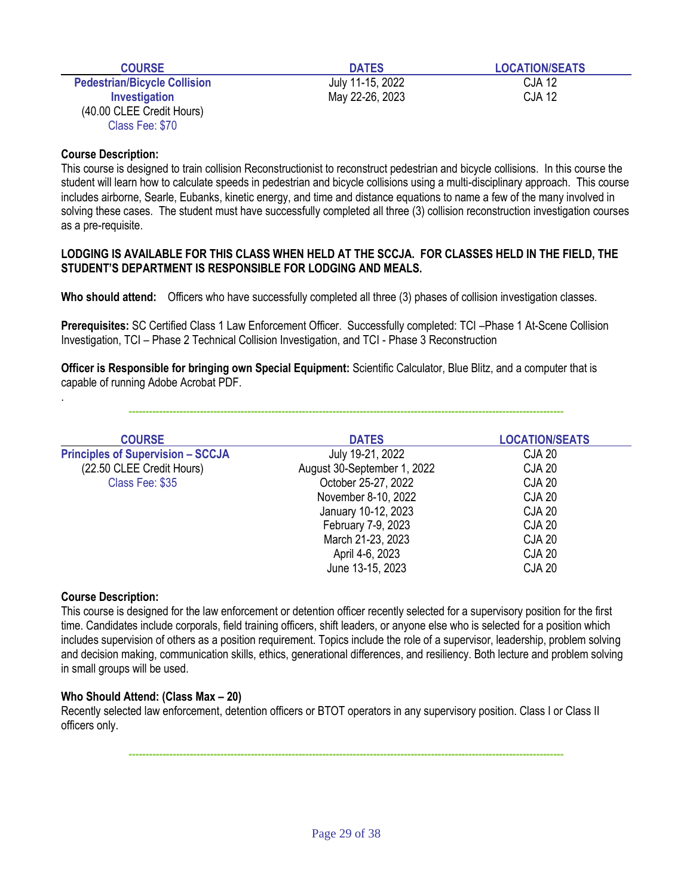| COURSE | DATES | LOCATION/SEATS |
|---|---|---|
| **Pedestrian/Bicycle Collision Investigation** (40.00 CLEE Credit Hours) Class Fee: $70 | July 11-15, 2022 | CJA 12 |
| | May 22-26, 2023 | CJA 12 |

**Course Description:**
This course is designed to train collision Reconstructionist to reconstruct pedestrian and bicycle collisions. In this course the student will learn how to calculate speeds in pedestrian and bicycle collisions using a multi-disciplinary approach. This course includes airborne, Searle, Eubanks, kinetic energy, and time and distance equations to name a few of the many involved in solving these cases. The student must have successfully completed all three (3) collision reconstruction investigation courses as a pre-requisite.

**LODGING IS AVAILABLE FOR THIS CLASS WHEN HELD AT THE SCCJA. FOR CLASSES HELD IN THE FIELD, THE STUDENT'S DEPARTMENT IS RESPONSIBLE FOR LODGING AND MEALS.**

**Who should attend:** Officers who have successfully completed all three (3) phases of collision investigation classes.

**Prerequisites:** SC Certified Class 1 Law Enforcement Officer. Successfully completed: TCI –Phase 1 At-Scene Collision Investigation, TCI – Phase 2 Technical Collision Investigation, and TCI - Phase 3 Reconstruction

**Officer is Responsible for bringing own Special Equipment:** Scientific Calculator, Blue Blitz, and a computer that is capable of running Adobe Acrobat PDF.

.

---

| COURSE | DATES | LOCATION/SEATS |
|---|---|---|
| **Principles of Supervision – SCCJA** (22.50 CLEE Credit Hours) Class Fee: $35 | July 19-21, 2022 | CJA 20 |
| | August 30-September 1, 2022 | CJA 20 |
| | October 25-27, 2022 | CJA 20 |
| | November 8-10, 2022 | CJA 20 |
| | January 10-12, 2023 | CJA 20 |
| | February 7-9, 2023 | CJA 20 |
| | March 21-23, 2023 | CJA 20 |
| | April 4-6, 2023 | CJA 20 |
| | June 13-15, 2023 | CJA 20 |

**Course Description:**
This course is designed for the law enforcement or detention officer recently selected for a supervisory position for the first time. Candidates include corporals, field training officers, shift leaders, or anyone else who is selected for a position which includes supervision of others as a position requirement. Topics include the role of a supervisor, leadership, problem solving and decision making, communication skills, ethics, generational differences, and resiliency. Both lecture and problem solving in small groups will be used.

**Who Should Attend: (Class Max – 20)**
Recently selected law enforcement, detention officers or BTOT operators in any supervisory position. Class I or Class II officers only.

---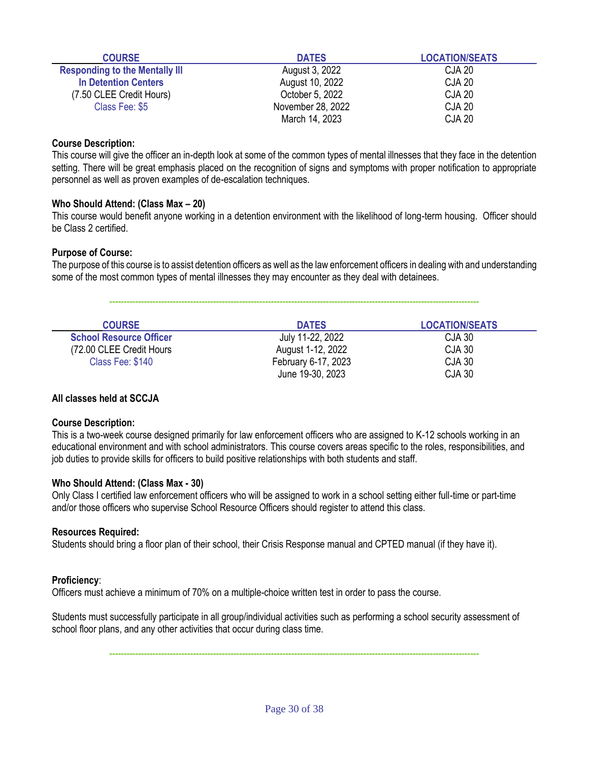| COURSE | DATES | LOCATION/SEATS |
|---|---|---|
| **Responding to the Mentally Ill In Detention Centers** | August 3, 2022 | CJA 20 |
| (7.50 CLEE Credit Hours) | August 10, 2022 | CJA 20 |
| Class Fee: $5 | October 5, 2022 | CJA 20 |
| | November 28, 2022 | CJA 20 |
| | March 14, 2023 | CJA 20 |

**Course Description:**
This course will give the officer an in-depth look at some of the common types of mental illnesses that they face in the detention setting. There will be great emphasis placed on the recognition of signs and symptoms with proper notification to appropriate personnel as well as proven examples of de-escalation techniques.

**Who Should Attend: (Class Max – 20)**
This course would benefit anyone working in a detention environment with the likelihood of long-term housing. Officer should be Class 2 certified.

**Purpose of Course:**
The purpose of this course is to assist detention officers as well as the law enforcement officers in dealing with and understanding some of the most common types of mental illnesses they may encounter as they deal with detainees.

---

| COURSE | DATES | LOCATION/SEATS |
|---|---|---|
| **School Resource Officer** | July 11-22, 2022 | CJA 30 |
| (72.00 CLEE Credit Hours | August 1-12, 2022 | CJA 30 |
| Class Fee: $140 | February 6-17, 2023 | CJA 30 |
| | June 19-30, 2023 | CJA 30 |

**All classes held at SCCJA**

**Course Description:**
This is a two-week course designed primarily for law enforcement officers who are assigned to K-12 schools working in an educational environment and with school administrators. This course covers areas specific to the roles, responsibilities, and job duties to provide skills for officers to build positive relationships with both students and staff.

**Who Should Attend: (Class Max - 30)**
Only Class I certified law enforcement officers who will be assigned to work in a school setting either full-time or part-time and/or those officers who supervise School Resource Officers should register to attend this class.

**Resources Required:**
Students should bring a floor plan of their school, their Crisis Response manual and CPTED manual (if they have it).

**Proficiency**:
Officers must achieve a minimum of 70% on a multiple-choice written test in order to pass the course.

Students must successfully participate in all group/individual activities such as performing a school security assessment of school floor plans, and any other activities that occur during class time.

---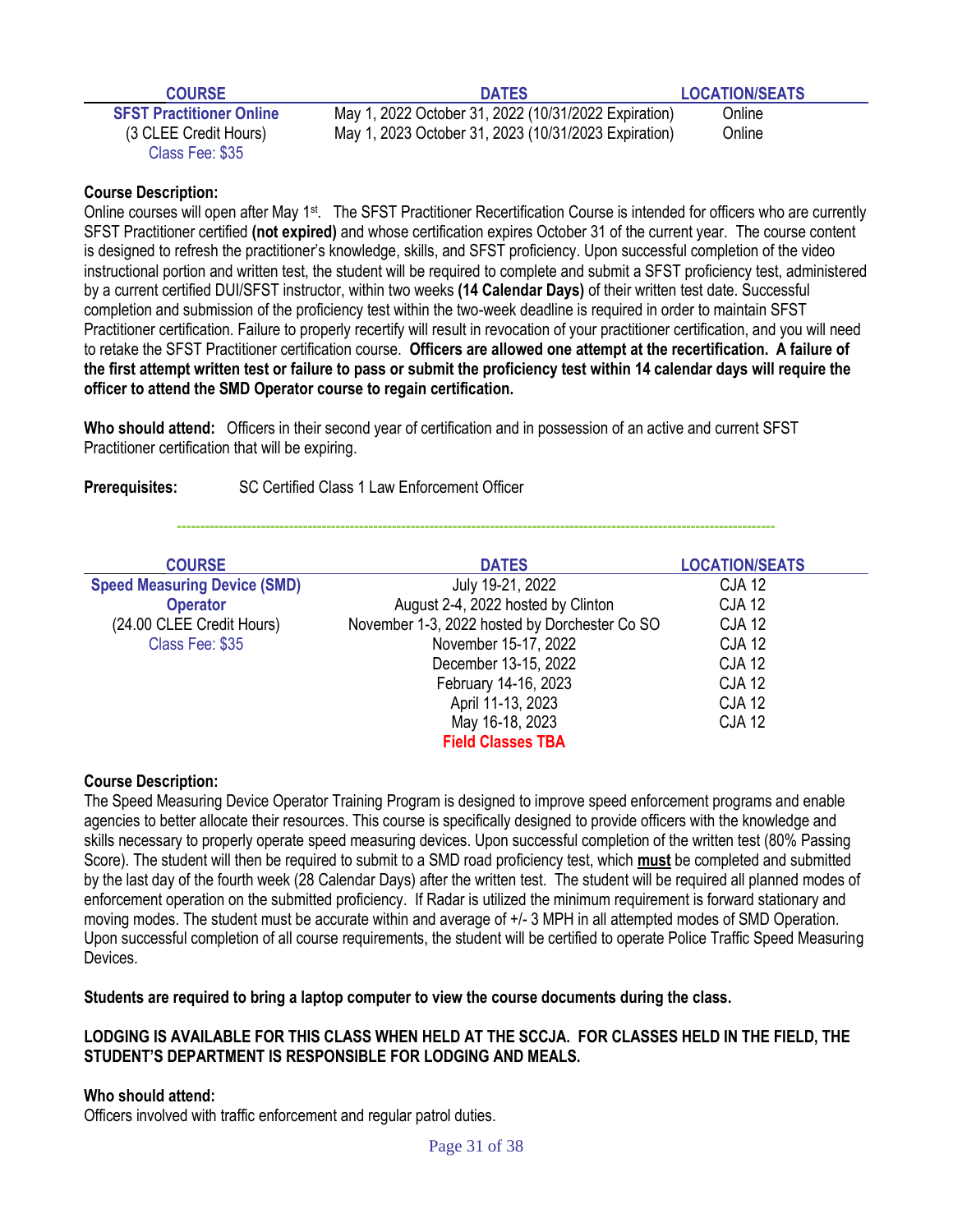| COURSE | DATES | LOCATION/SEATS |
|---|---|---|
| **SFST Practitioner Online** | May 1, 2022 October 31, 2022 (10/31/2022 Expiration) | Online |
| (3 CLEE Credit Hours) | May 1, 2023 October 31, 2023 (10/31/2023 Expiration) | Online |
| Class Fee: $35 | | |

**Course Description:**
Online courses will open after May 1st. The SFST Practitioner Recertification Course is intended for officers who are currently SFST Practitioner certified **(not expired)** and whose certification expires October 31 of the current year. The course content is designed to refresh the practitioner's knowledge, skills, and SFST proficiency. Upon successful completion of the video instructional portion and written test, the student will be required to complete and submit a SFST proficiency test, administered by a current certified DUI/SFST instructor, within two weeks **(14 Calendar Days)** of their written test date. Successful completion and submission of the proficiency test within the two-week deadline is required in order to maintain SFST Practitioner certification. Failure to properly recertify will result in revocation of your practitioner certification, and you will need to retake the SFST Practitioner certification course. **Officers are allowed one attempt at the recertification. A failure of the first attempt written test or failure to pass or submit the proficiency test within 14 calendar days will require the officer to attend the SMD Operator course to regain certification.**

**Who should attend:** Officers in their second year of certification and in possession of an active and current SFST Practitioner certification that will be expiring.

**Prerequisites:** SC Certified Class 1 Law Enforcement Officer

---

| COURSE | DATES | LOCATION/SEATS |
|---|---|---|
| **Speed Measuring Device (SMD)** | July 19-21, 2022 | CJA 12 |
| **Operator** | August 2-4, 2022 hosted by Clinton | CJA 12 |
| (24.00 CLEE Credit Hours) | November 1-3, 2022 hosted by Dorchester Co SO | CJA 12 |
| Class Fee: $35 | November 15-17, 2022 | CJA 12 |
| | December 13-15, 2022 | CJA 12 |
| | February 14-16, 2023 | CJA 12 |
| | April 11-13, 2023 | CJA 12 |
| | May 16-18, 2023 | CJA 12 |
| | **Field Classes TBA** | |

**Course Description:**
The Speed Measuring Device Operator Training Program is designed to improve speed enforcement programs and enable agencies to better allocate their resources. This course is specifically designed to provide officers with the knowledge and skills necessary to properly operate speed measuring devices. Upon successful completion of the written test (80% Passing Score). The student will then be required to submit to a SMD road proficiency test, which **must** be completed and submitted by the last day of the fourth week (28 Calendar Days) after the written test. The student will be required all planned modes of enforcement operation on the submitted proficiency. If Radar is utilized the minimum requirement is forward stationary and moving modes. The student must be accurate within and average of +/- 3 MPH in all attempted modes of SMD Operation. Upon successful completion of all course requirements, the student will be certified to operate Police Traffic Speed Measuring Devices.

**Students are required to bring a laptop computer to view the course documents during the class.**

**LODGING IS AVAILABLE FOR THIS CLASS WHEN HELD AT THE SCCJA. FOR CLASSES HELD IN THE FIELD, THE STUDENT'S DEPARTMENT IS RESPONSIBLE FOR LODGING AND MEALS.**

**Who should attend:**
Officers involved with traffic enforcement and regular patrol duties.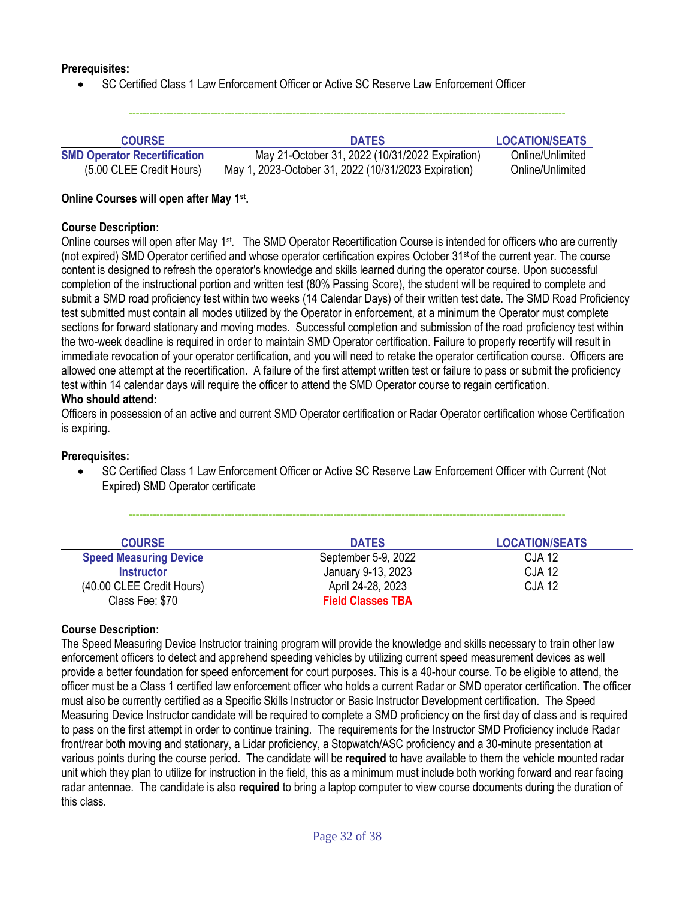**Prerequisites:**

- SC Certified Class 1 Law Enforcement Officer or Active SC Reserve Law Enforcement Officer

---

| COURSE | DATES | LOCATION/SEATS |
|---|---|---|
| **SMD Operator Recertification** | May 21-October 31, 2022 (10/31/2022 Expiration) | Online/Unlimited |
| (5.00 CLEE Credit Hours) | May 1, 2023-October 31, 2022 (10/31/2023 Expiration) | Online/Unlimited |

**Online Courses will open after May 1st.**

**Course Description:**
Online courses will open after May 1st. The SMD Operator Recertification Course is intended for officers who are currently (not expired) SMD Operator certified and whose operator certification expires October 31st of the current year. The course content is designed to refresh the operator's knowledge and skills learned during the operator course. Upon successful completion of the instructional portion and written test (80% Passing Score), the student will be required to complete and submit a SMD road proficiency test within two weeks (14 Calendar Days) of their written test date. The SMD Road Proficiency test submitted must contain all modes utilized by the Operator in enforcement, at a minimum the Operator must complete sections for forward stationary and moving modes. Successful completion and submission of the road proficiency test within the two-week deadline is required in order to maintain SMD Operator certification. Failure to properly recertify will result in immediate revocation of your operator certification, and you will need to retake the operator certification course. Officers are allowed one attempt at the recertification. A failure of the first attempt written test or failure to pass or submit the proficiency test within 14 calendar days will require the officer to attend the SMD Operator course to regain certification.

**Who should attend:**
Officers in possession of an active and current SMD Operator certification or Radar Operator certification whose Certification is expiring.

**Prerequisites:**

- SC Certified Class 1 Law Enforcement Officer or Active SC Reserve Law Enforcement Officer with Current (Not Expired) SMD Operator certificate

---

| COURSE | DATES | LOCATION/SEATS |
|---|---|---|
| **Speed Measuring Device Instructor** | September 5-9, 2022 | CJA 12 |
| (40.00 CLEE Credit Hours) | January 9-13, 2023 | CJA 12 |
| Class Fee: $70 | April 24-28, 2023 | CJA 12 |
| | **Field Classes TBA** | |

**Course Description:**
The Speed Measuring Device Instructor training program will provide the knowledge and skills necessary to train other law enforcement officers to detect and apprehend speeding vehicles by utilizing current speed measurement devices as well provide a better foundation for speed enforcement for court purposes. This is a 40-hour course. To be eligible to attend, the officer must be a Class 1 certified law enforcement officer who holds a current Radar or SMD operator certification. The officer must also be currently certified as a Specific Skills Instructor or Basic Instructor Development certification. The Speed Measuring Device Instructor candidate will be required to complete a SMD proficiency on the first day of class and is required to pass on the first attempt in order to continue training. The requirements for the Instructor SMD Proficiency include Radar front/rear both moving and stationary, a Lidar proficiency, a Stopwatch/ASC proficiency and a 30-minute presentation at various points during the course period. The candidate will be **required** to have available to them the vehicle mounted radar unit which they plan to utilize for instruction in the field, this as a minimum must include both working forward and rear facing radar antennae. The candidate is also **required** to bring a laptop computer to view course documents during the duration of this class.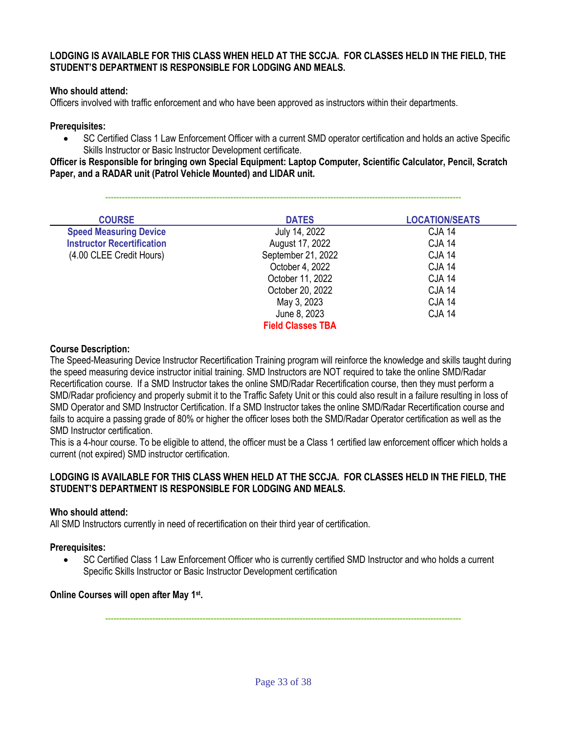**LODGING IS AVAILABLE FOR THIS CLASS WHEN HELD AT THE SCCJA. FOR CLASSES HELD IN THE FIELD, THE STUDENT'S DEPARTMENT IS RESPONSIBLE FOR LODGING AND MEALS.**

**Who should attend:**
Officers involved with traffic enforcement and who have been approved as instructors within their departments.

**Prerequisites:**

- SC Certified Class 1 Law Enforcement Officer with a current SMD operator certification and holds an active Specific Skills Instructor or Basic Instructor Development certificate.

**Officer is Responsible for bringing own Special Equipment: Laptop Computer, Scientific Calculator, Pencil, Scratch Paper, and a RADAR unit (Patrol Vehicle Mounted) and LIDAR unit.**

---

| COURSE | DATES | LOCATION/SEATS |
|---|---|---|
| **Speed Measuring Device Instructor Recertification** (4.00 CLEE Credit Hours) | July 14, 2022 | CJA 14 |
| | August 17, 2022 | CJA 14 |
| | September 21, 2022 | CJA 14 |
| | October 4, 2022 | CJA 14 |
| | October 11, 2022 | CJA 14 |
| | October 20, 2022 | CJA 14 |
| | May 3, 2023 | CJA 14 |
| | June 8, 2023 | CJA 14 |
| | **Field Classes TBA** | |

**Course Description:**
The Speed-Measuring Device Instructor Recertification Training program will reinforce the knowledge and skills taught during the speed measuring device instructor initial training. SMD Instructors are NOT required to take the online SMD/Radar Recertification course. If a SMD Instructor takes the online SMD/Radar Recertification course, then they must perform a SMD/Radar proficiency and properly submit it to the Traffic Safety Unit or this could also result in a failure resulting in loss of SMD Operator and SMD Instructor Certification. If a SMD Instructor takes the online SMD/Radar Recertification course and fails to acquire a passing grade of 80% or higher the officer loses both the SMD/Radar Operator certification as well as the SMD Instructor certification.
This is a 4-hour course. To be eligible to attend, the officer must be a Class 1 certified law enforcement officer which holds a current (not expired) SMD instructor certification.

**LODGING IS AVAILABLE FOR THIS CLASS WHEN HELD AT THE SCCJA. FOR CLASSES HELD IN THE FIELD, THE STUDENT'S DEPARTMENT IS RESPONSIBLE FOR LODGING AND MEALS.**

**Who should attend:**
All SMD Instructors currently in need of recertification on their third year of certification.

**Prerequisites:**

- SC Certified Class 1 Law Enforcement Officer who is currently certified SMD Instructor and who holds a current Specific Skills Instructor or Basic Instructor Development certification

**Online Courses will open after May 1st.**

---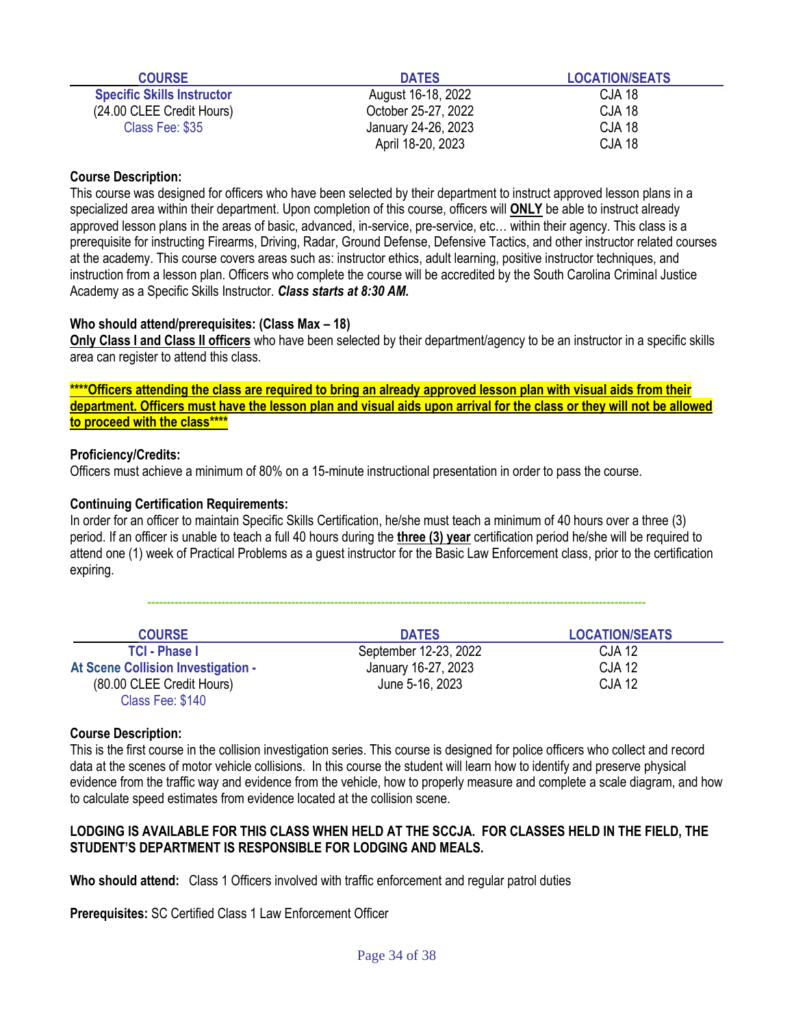| COURSE | DATES | LOCATION/SEATS |
|---|---|---|
| **Specific Skills Instructor** | August 16-18, 2022 | CJA 18 |
| (24.00 CLEE Credit Hours) | October 25-27, 2022 | CJA 18 |
| Class Fee: $35 | January 24-26, 2023 | CJA 18 |
| | April 18-20, 2023 | CJA 18 |

**Course Description:**
This course was designed for officers who have been selected by their department to instruct approved lesson plans in a specialized area within their department. Upon completion of this course, officers will **ONLY** be able to instruct already approved lesson plans in the areas of basic, advanced, in-service, pre-service, etc… within their agency. This class is a prerequisite for instructing Firearms, Driving, Radar, Ground Defense, Defensive Tactics, and other instructor related courses at the academy. This course covers areas such as: instructor ethics, adult learning, positive instructor techniques, and instruction from a lesson plan. Officers who complete the course will be accredited by the South Carolina Criminal Justice Academy as a Specific Skills Instructor. ***Class starts at 8:30 AM.***

**Who should attend/prerequisites: (Class Max – 18)**
**Only Class I and Class II officers** who have been selected by their department/agency to be an instructor in a specific skills area can register to attend this class.

**\*\*\*\*Officers attending the class are required to bring an already approved lesson plan with visual aids from their department. Officers must have the lesson plan and visual aids upon arrival for the class or they will not be allowed to proceed with the class\*\*\*\***

**Proficiency/Credits:**
Officers must achieve a minimum of 80% on a 15-minute instructional presentation in order to pass the course.

**Continuing Certification Requirements:**
In order for an officer to maintain Specific Skills Certification, he/she must teach a minimum of 40 hours over a three (3) period. If an officer is unable to teach a full 40 hours during the **three (3) year** certification period he/she will be required to attend one (1) week of Practical Problems as a guest instructor for the Basic Law Enforcement class, prior to the certification expiring.

---

| COURSE | DATES | LOCATION/SEATS |
|---|---|---|
| **TCI - Phase I** | September 12-23, 2022 | CJA 12 |
| **At Scene Collision Investigation -** | January 16-27, 2023 | CJA 12 |
| (80.00 CLEE Credit Hours) | June 5-16, 2023 | CJA 12 |
| Class Fee: $140 | | |

**Course Description:**
This is the first course in the collision investigation series. This course is designed for police officers who collect and record data at the scenes of motor vehicle collisions. In this course the student will learn how to identify and preserve physical evidence from the traffic way and evidence from the vehicle, how to properly measure and complete a scale diagram, and how to calculate speed estimates from evidence located at the collision scene.

**LODGING IS AVAILABLE FOR THIS CLASS WHEN HELD AT THE SCCJA. FOR CLASSES HELD IN THE FIELD, THE STUDENT'S DEPARTMENT IS RESPONSIBLE FOR LODGING AND MEALS.**

**Who should attend:** Class 1 Officers involved with traffic enforcement and regular patrol duties

**Prerequisites:** SC Certified Class 1 Law Enforcement Officer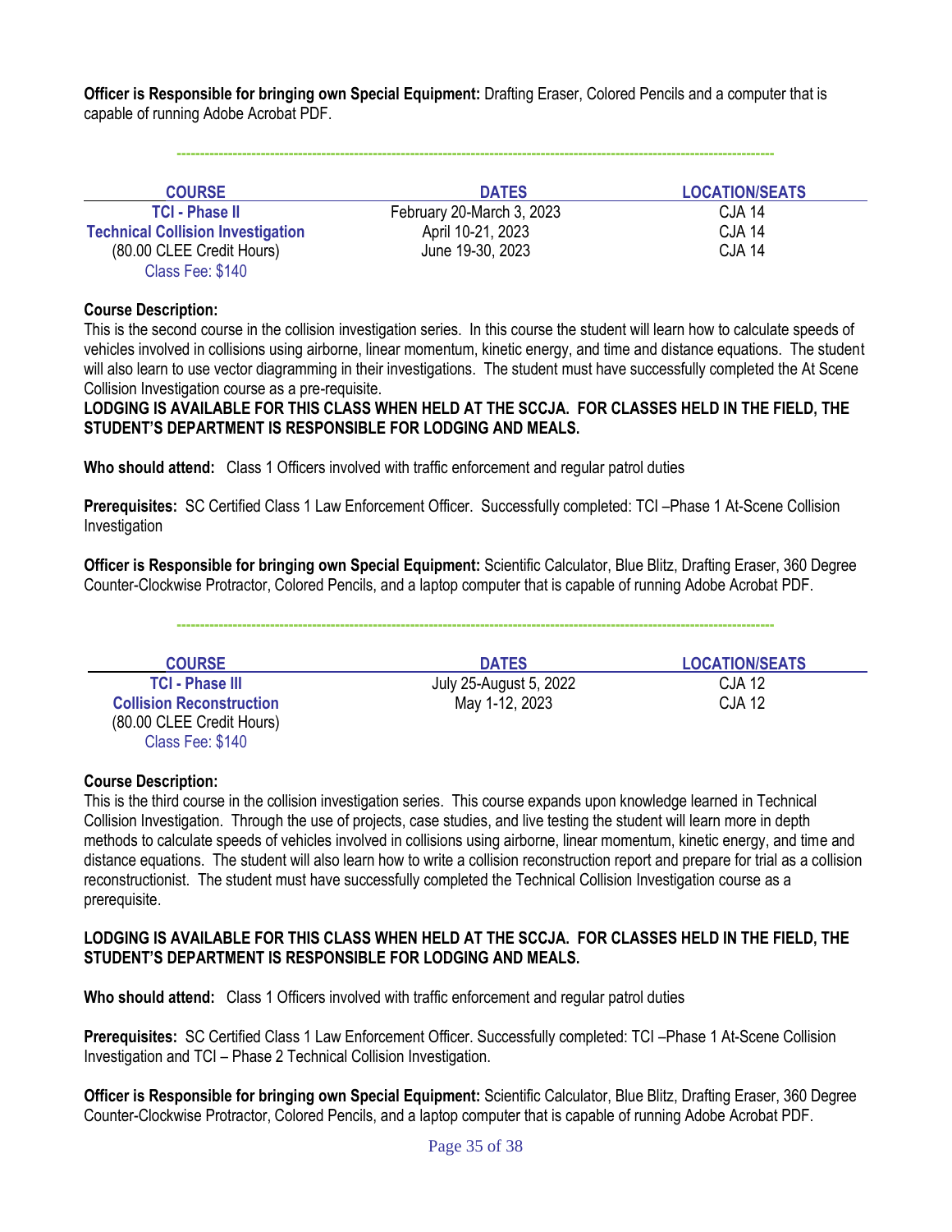**Officer is Responsible for bringing own Special Equipment:** Drafting Eraser, Colored Pencils and a computer that is capable of running Adobe Acrobat PDF.

---

| COURSE | DATES | LOCATION/SEATS |
|---|---|---|
| **TCI - Phase II** | February 20-March 3, 2023 | CJA 14 |
| **Technical Collision Investigation** | April 10-21, 2023 | CJA 14 |
| (80.00 CLEE Credit Hours) | June 19-30, 2023 | CJA 14 |
| Class Fee: $140 | | |

**Course Description:**
This is the second course in the collision investigation series. In this course the student will learn how to calculate speeds of vehicles involved in collisions using airborne, linear momentum, kinetic energy, and time and distance equations. The student will also learn to use vector diagramming in their investigations. The student must have successfully completed the At Scene Collision Investigation course as a pre-requisite.
**LODGING IS AVAILABLE FOR THIS CLASS WHEN HELD AT THE SCCJA. FOR CLASSES HELD IN THE FIELD, THE STUDENT'S DEPARTMENT IS RESPONSIBLE FOR LODGING AND MEALS.**

**Who should attend:** Class 1 Officers involved with traffic enforcement and regular patrol duties

**Prerequisites:** SC Certified Class 1 Law Enforcement Officer. Successfully completed: TCI –Phase 1 At-Scene Collision Investigation

**Officer is Responsible for bringing own Special Equipment:** Scientific Calculator, Blue Blitz, Drafting Eraser, 360 Degree Counter-Clockwise Protractor, Colored Pencils, and a laptop computer that is capable of running Adobe Acrobat PDF.

---

| COURSE | DATES | LOCATION/SEATS |
|---|---|---|
| **TCI - Phase III** | July 25-August 5, 2022 | CJA 12 |
| **Collision Reconstruction** | May 1-12, 2023 | CJA 12 |
| (80.00 CLEE Credit Hours) | | |
| Class Fee: $140 | | |

**Course Description:**
This is the third course in the collision investigation series. This course expands upon knowledge learned in Technical Collision Investigation. Through the use of projects, case studies, and live testing the student will learn more in depth methods to calculate speeds of vehicles involved in collisions using airborne, linear momentum, kinetic energy, and time and distance equations. The student will also learn how to write a collision reconstruction report and prepare for trial as a collision reconstructionist. The student must have successfully completed the Technical Collision Investigation course as a prerequisite.

**LODGING IS AVAILABLE FOR THIS CLASS WHEN HELD AT THE SCCJA. FOR CLASSES HELD IN THE FIELD, THE STUDENT'S DEPARTMENT IS RESPONSIBLE FOR LODGING AND MEALS.**

**Who should attend:** Class 1 Officers involved with traffic enforcement and regular patrol duties

**Prerequisites:** SC Certified Class 1 Law Enforcement Officer. Successfully completed: TCI –Phase 1 At-Scene Collision Investigation and TCI – Phase 2 Technical Collision Investigation.

**Officer is Responsible for bringing own Special Equipment:** Scientific Calculator, Blue Blitz, Drafting Eraser, 360 Degree Counter-Clockwise Protractor, Colored Pencils, and a laptop computer that is capable of running Adobe Acrobat PDF.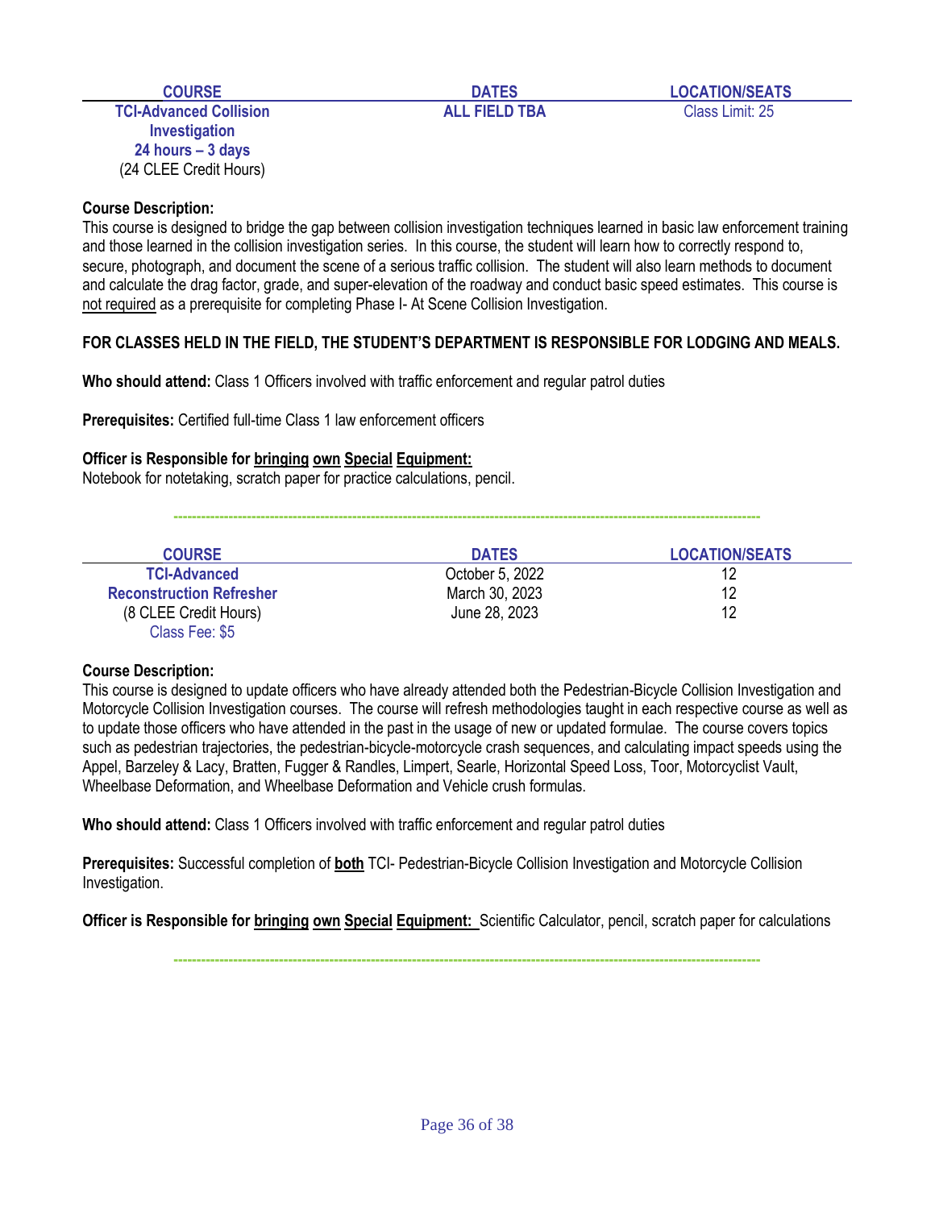| COURSE | DATES | LOCATION/SEATS |
|---|---|---|
| **TCI-Advanced Collision Investigation**<br>**24 hours – 3 days**<br>(24 CLEE Credit Hours) | **ALL FIELD TBA** | Class Limit: 25 |

**Course Description:**
This course is designed to bridge the gap between collision investigation techniques learned in basic law enforcement training and those learned in the collision investigation series. In this course, the student will learn how to correctly respond to, secure, photograph, and document the scene of a serious traffic collision. The student will also learn methods to document and calculate the drag factor, grade, and super-elevation of the roadway and conduct basic speed estimates. This course is not required as a prerequisite for completing Phase I- At Scene Collision Investigation.

**FOR CLASSES HELD IN THE FIELD, THE STUDENT'S DEPARTMENT IS RESPONSIBLE FOR LODGING AND MEALS.**

**Who should attend:** Class 1 Officers involved with traffic enforcement and regular patrol duties

**Prerequisites:** Certified full-time Class 1 law enforcement officers

**Officer is Responsible for bringing own Special Equipment:**
Notebook for notetaking, scratch paper for practice calculations, pencil.

---

| COURSE | DATES | LOCATION/SEATS |
|---|---|---|
| **TCI-Advanced Reconstruction Refresher**<br>(8 CLEE Credit Hours)<br>Class Fee: $5 | October 5, 2022<br>March 30, 2023<br>June 28, 2023 | 12<br>12<br>12 |

**Course Description:**
This course is designed to update officers who have already attended both the Pedestrian-Bicycle Collision Investigation and Motorcycle Collision Investigation courses. The course will refresh methodologies taught in each respective course as well as to update those officers who have attended in the past in the usage of new or updated formulae. The course covers topics such as pedestrian trajectories, the pedestrian-bicycle-motorcycle crash sequences, and calculating impact speeds using the Appel, Barzeley & Lacy, Bratten, Fugger & Randles, Limpert, Searle, Horizontal Speed Loss, Toor, Motorcyclist Vault, Wheelbase Deformation, and Wheelbase Deformation and Vehicle crush formulas.

**Who should attend:** Class 1 Officers involved with traffic enforcement and regular patrol duties

**Prerequisites:** Successful completion of **both** TCI- Pedestrian-Bicycle Collision Investigation and Motorcycle Collision Investigation.

**Officer is Responsible for bringing own Special Equipment:** Scientific Calculator, pencil, scratch paper for calculations

---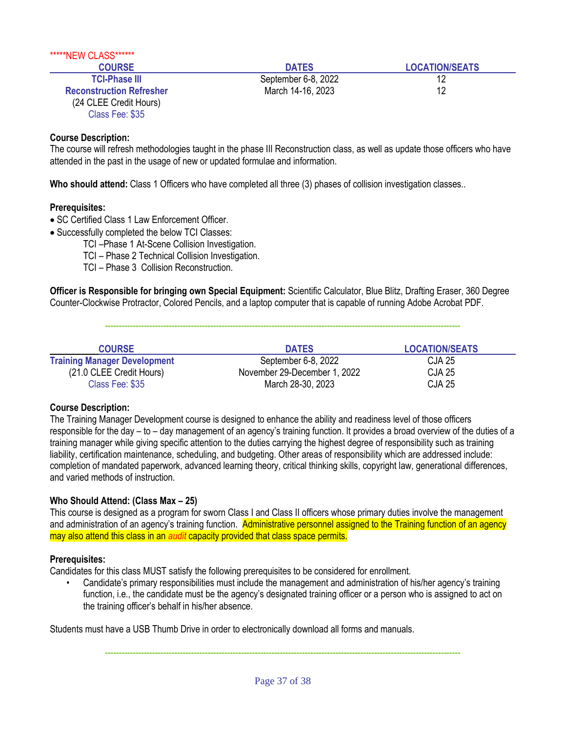*****NEW CLASS******

| COURSE | DATES | LOCATION/SEATS |
|---|---|---|
| **TCI-Phase III** | September 6-8, 2022 | 12 |
| **Reconstruction Refresher** | March 14-16, 2023 | 12 |
| (24 CLEE Credit Hours) | | |
| Class Fee: $35 | | |

**Course Description:**
The course will refresh methodologies taught in the phase III Reconstruction class, as well as update those officers who have attended in the past in the usage of new or updated formulae and information.

**Who should attend:** Class 1 Officers who have completed all three (3) phases of collision investigation classes..

**Prerequisites:**

- SC Certified Class 1 Law Enforcement Officer.
- Successfully completed the below TCI Classes:
  - TCI –Phase 1 At-Scene Collision Investigation.
  - TCI – Phase 2 Technical Collision Investigation.
  - TCI – Phase 3 Collision Reconstruction.

**Officer is Responsible for bringing own Special Equipment:** Scientific Calculator, Blue Blitz, Drafting Eraser, 360 Degree Counter-Clockwise Protractor, Colored Pencils, and a laptop computer that is capable of running Adobe Acrobat PDF.

---

| COURSE | DATES | LOCATION/SEATS |
|---|---|---|
| **Training Manager Development** | September 6-8, 2022 | CJA 25 |
| (21.0 CLEE Credit Hours) | November 29-December 1, 2022 | CJA 25 |
| Class Fee: $35 | March 28-30, 2023 | CJA 25 |

**Course Description:**
The Training Manager Development course is designed to enhance the ability and readiness level of those officers responsible for the day – to – day management of an agency's training function. It provides a broad overview of the duties of a training manager while giving specific attention to the duties carrying the highest degree of responsibility such as training liability, certification maintenance, scheduling, and budgeting. Other areas of responsibility which are addressed include: completion of mandated paperwork, advanced learning theory, critical thinking skills, copyright law, generational differences, and varied methods of instruction.

**Who Should Attend: (Class Max – 25)**
This course is designed as a program for sworn Class I and Class II officers whose primary duties involve the management and administration of an agency's training function. Administrative personnel assigned to the Training function of an agency may also attend this class in an *audit* capacity provided that class space permits.

**Prerequisites:**
Candidates for this class MUST satisfy the following prerequisites to be considered for enrollment.

- Candidate's primary responsibilities must include the management and administration of his/her agency's training function, i.e., the candidate must be the agency's designated training officer or a person who is assigned to act on the training officer's behalf in his/her absence.

Students must have a USB Thumb Drive in order to electronically download all forms and manuals.

---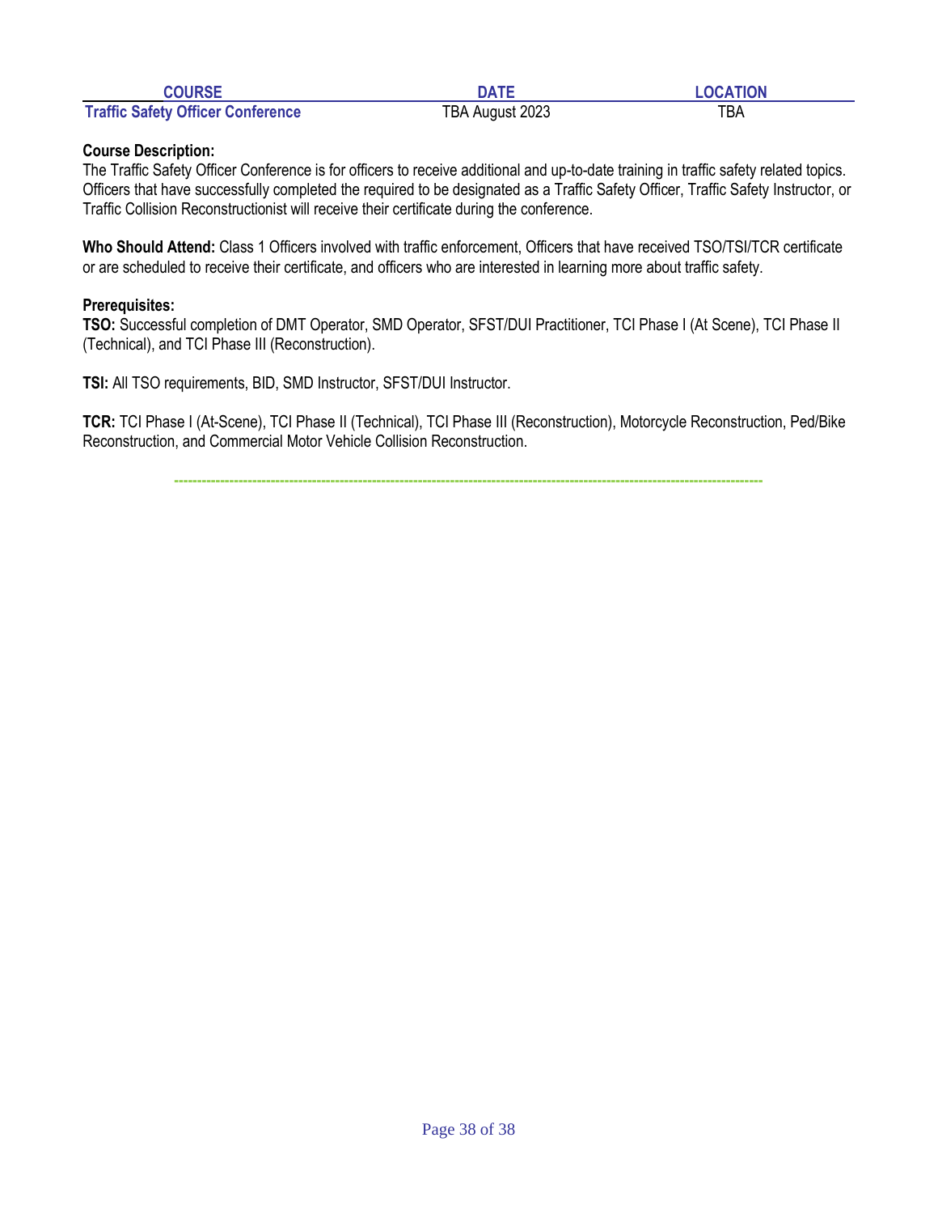| COURSE | DATE | LOCATION |
| --- | --- | --- |
| **Traffic Safety Officer Conference** | TBA August 2023 | TBA |

**Course Description:**
The Traffic Safety Officer Conference is for officers to receive additional and up-to-date training in traffic safety related topics. Officers that have successfully completed the required to be designated as a Traffic Safety Officer, Traffic Safety Instructor, or Traffic Collision Reconstructionist will receive their certificate during the conference.

**Who Should Attend:** Class 1 Officers involved with traffic enforcement, Officers that have received TSO/TSI/TCR certificate or are scheduled to receive their certificate, and officers who are interested in learning more about traffic safety.

**Prerequisites:**
**TSO:** Successful completion of DMT Operator, SMD Operator, SFST/DUI Practitioner, TCI Phase I (At Scene), TCI Phase II (Technical), and TCI Phase III (Reconstruction).

**TSI:** All TSO requirements, BID, SMD Instructor, SFST/DUI Instructor.

**TCR:** TCI Phase I (At-Scene), TCI Phase II (Technical), TCI Phase III (Reconstruction), Motorcycle Reconstruction, Ped/Bike Reconstruction, and Commercial Motor Vehicle Collision Reconstruction.

---